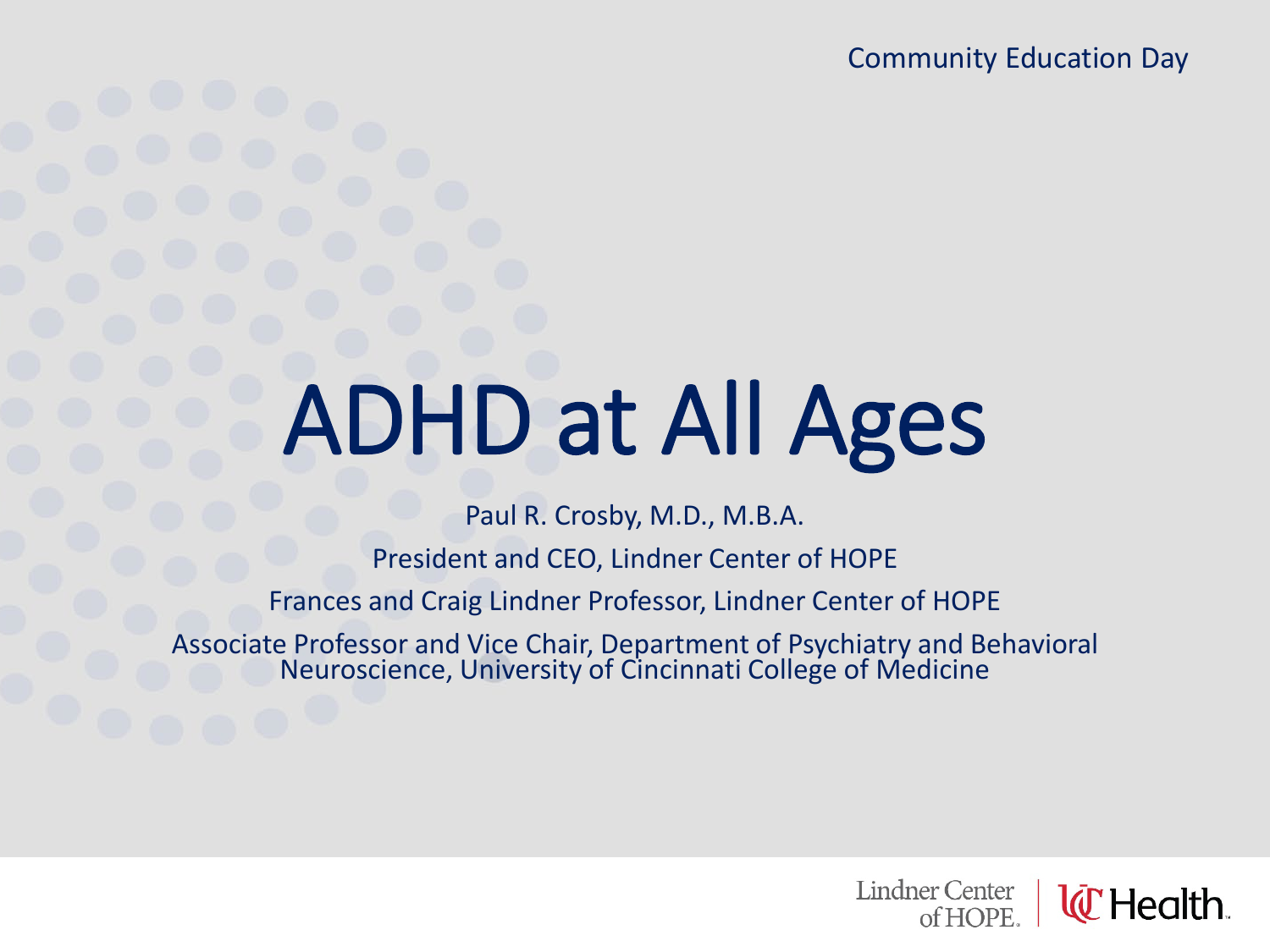Community Education Day

# ADHD at All Ages

Paul R. Crosby, M.D., M.B.A.

President and CEO, Lindner Center of HOPE

Frances and Craig Lindner Professor, Lindner Center of HOPE

Associate Professor and Vice Chair, Department of Psychiatry and Behavioral Neuroscience, University of Cincinnati College of Medicine

Lindner Center of HOPE. | UC Health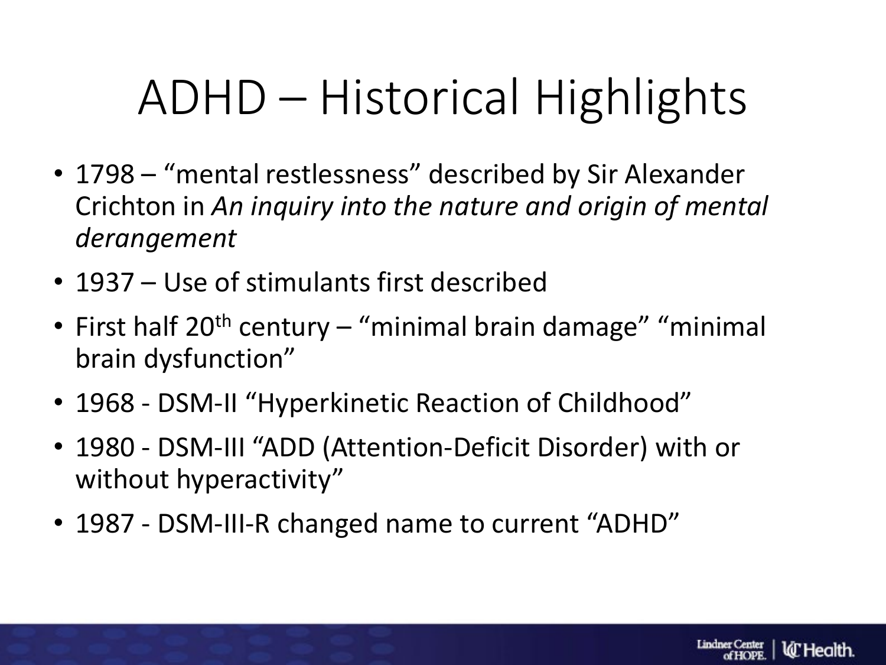# ADHD – Historical Highlights

- 1798 – "mental restlessness" described by Sir Alexander Crichton in *An inquiry into the nature and origin of mental derangement*
- 1937 – Use of stimulants first described
- First half 20th century – "minimal brain damage" "minimal brain dysfunction"
- 1968 - DSM-II "Hyperkinetic Reaction of Childhood"
- 1980 - DSM-III "ADD (Attention-Deficit Disorder) with or without hyperactivity"
- 1987 - DSM-III-R changed name to current "ADHD"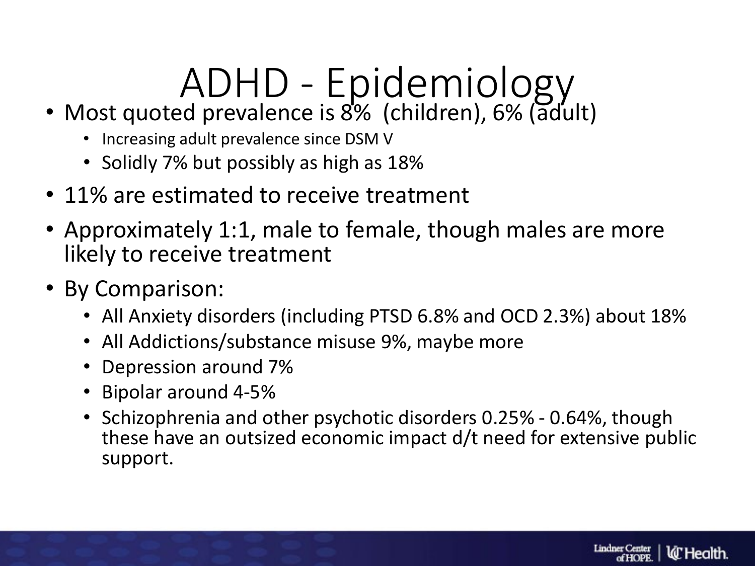# ADHD - Epidemiology

- Most quoted prevalence is 8% (children), 6% (adult)
  - Increasing adult prevalence since DSM V
  - Solidly 7% but possibly as high as 18%
- 11% are estimated to receive treatment
- Approximately 1:1, male to female, though males are more likely to receive treatment
- By Comparison:
  - All Anxiety disorders (including PTSD 6.8% and OCD 2.3%) about 18%
  - All Addictions/substance misuse 9%, maybe more
  - Depression around 7%
  - Bipolar around 4-5%
  - Schizophrenia and other psychotic disorders 0.25% - 0.64%, though these have an outsized economic impact d/t need for extensive public support.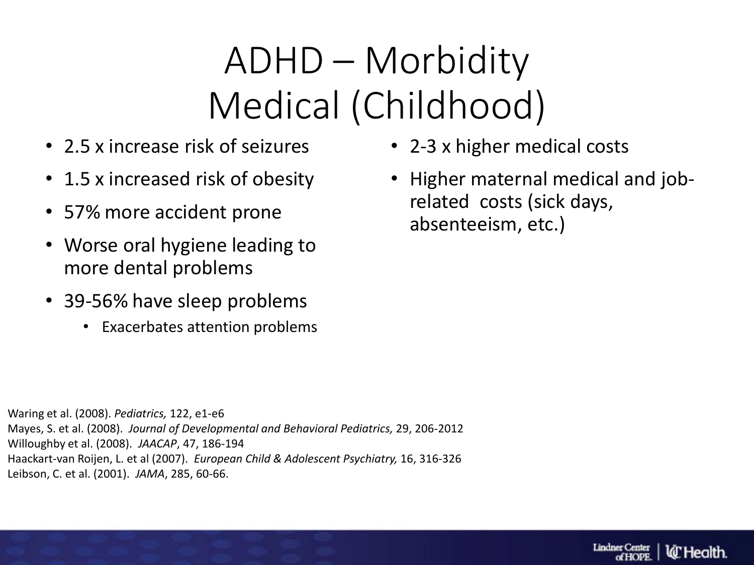# ADHD – Morbidity
# Medical (Childhood)

- 2.5 x increase risk of seizures
- 1.5 x increased risk of obesity
- 57% more accident prone
- Worse oral hygiene leading to more dental problems
- 39-56% have sleep problems
  - Exacerbates attention problems

- 2-3 x higher medical costs
- Higher maternal medical and job-related costs (sick days, absenteeism, etc.)

Waring et al. (2008). *Pediatrics,* 122, e1-e6
Mayes, S. et al. (2008). *Journal of Developmental and Behavioral Pediatrics,* 29, 206-2012
Willoughby et al. (2008). *JAACAP*, 47, 186-194
Haackart-van Roijen, L. et al (2007). *European Child & Adolescent Psychiatry,* 16, 316-326
Leibson, C. et al. (2001). *JAMA*, 285, 60-66.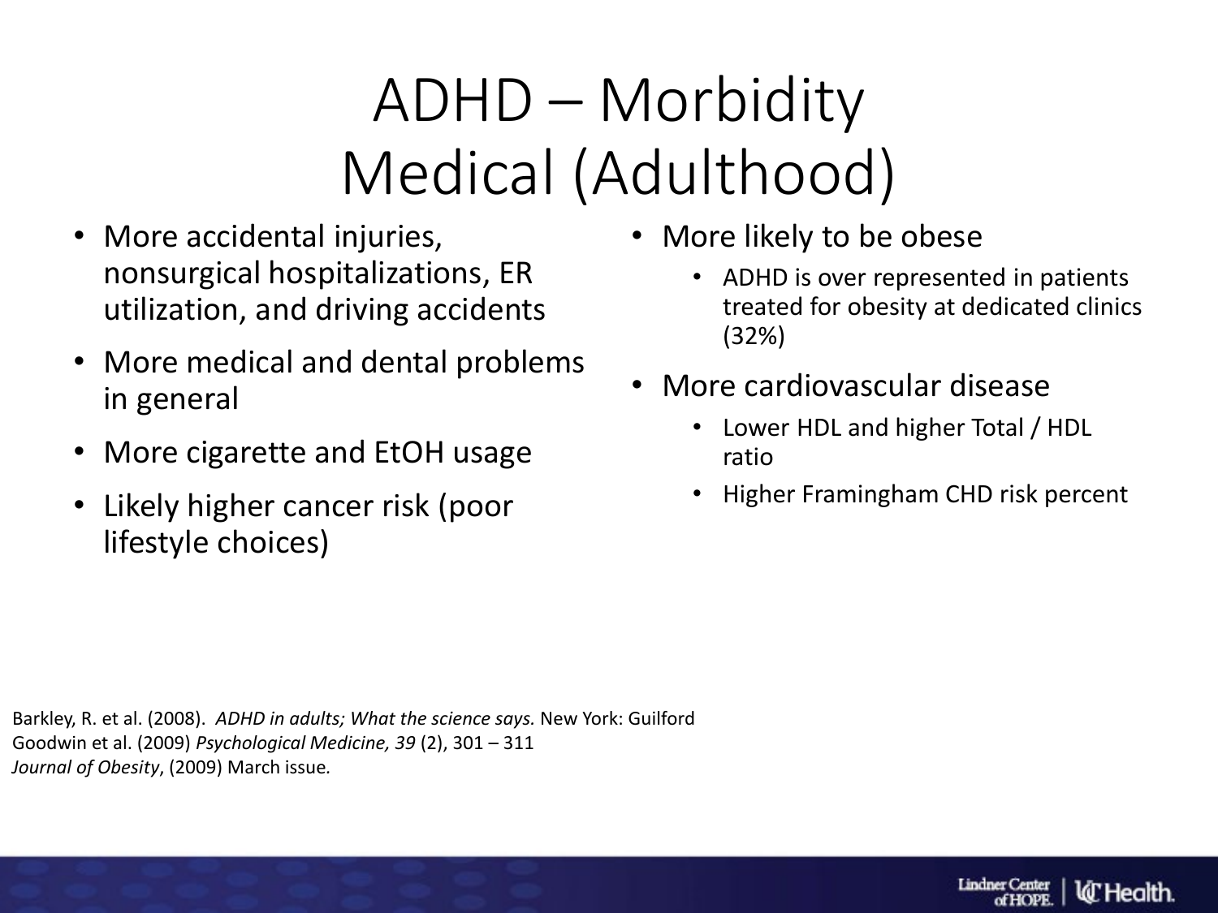# ADHD – Morbidity Medical (Adulthood)

- More accidental injuries, nonsurgical hospitalizations, ER utilization, and driving accidents
- More medical and dental problems in general
- More cigarette and EtOH usage
- Likely higher cancer risk (poor lifestyle choices)
- More likely to be obese
  - ADHD is over represented in patients treated for obesity at dedicated clinics (32%)
- More cardiovascular disease
  - Lower HDL and higher Total / HDL ratio
  - Higher Framingham CHD risk percent

Barkley, R. et al. (2008). *ADHD in adults; What the science says.* New York: Guilford
Goodwin et al. (2009) *Psychological Medicine, 39* (2), 301 – 311
*Journal of Obesity*, (2009) March issue.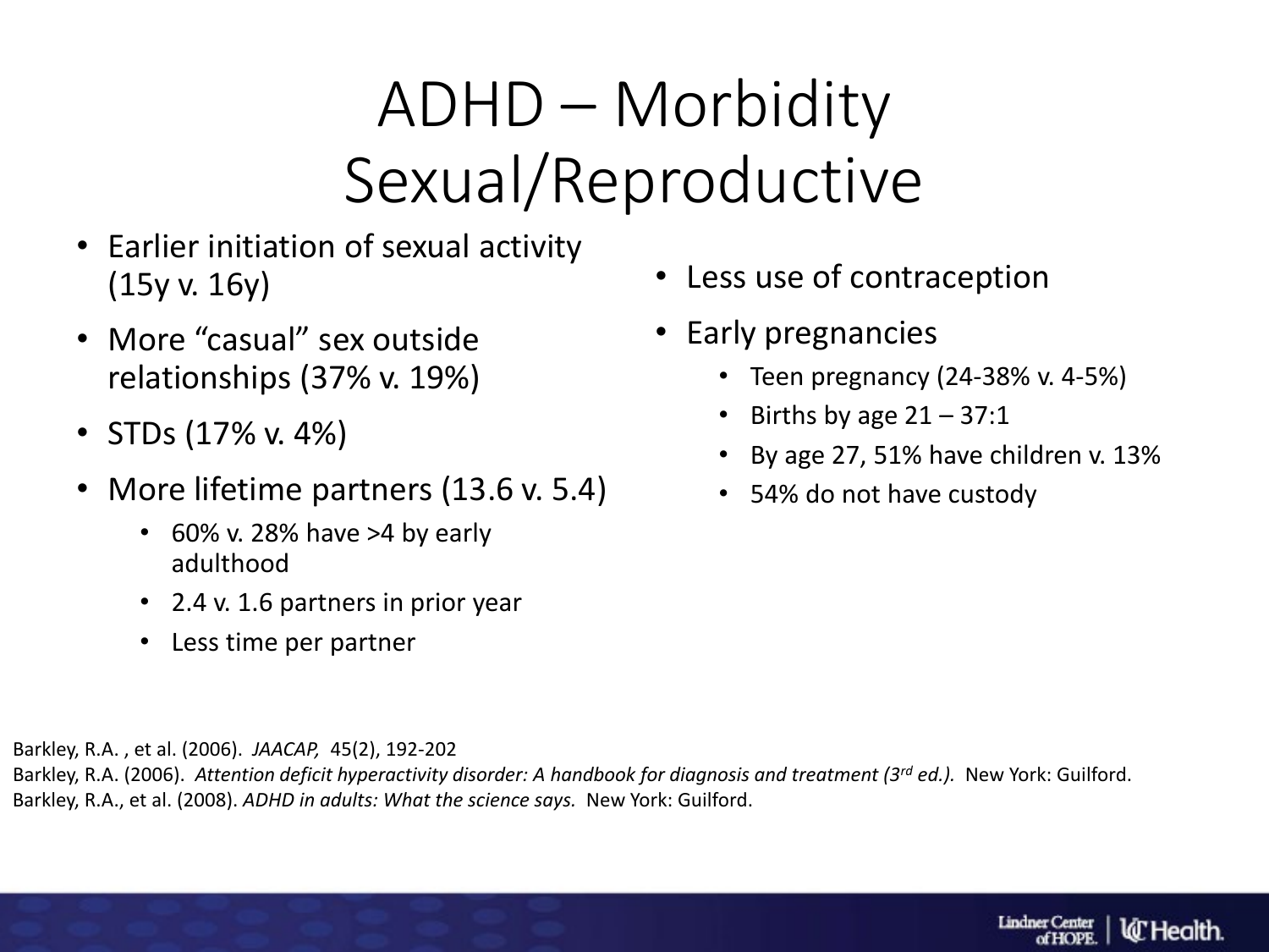# ADHD – Morbidity Sexual/Reproductive

- Earlier initiation of sexual activity (15y v. 16y)
- More "casual" sex outside relationships (37% v. 19%)
- STDs (17% v. 4%)
- More lifetime partners (13.6 v. 5.4)
  - 60% v. 28% have >4 by early adulthood
  - 2.4 v. 1.6 partners in prior year
  - Less time per partner
- Less use of contraception
- Early pregnancies
  - Teen pregnancy (24-38% v. 4-5%)
  - Births by age 21 – 37:1
  - By age 27, 51% have children v. 13%
  - 54% do not have custody

Barkley, R.A. , et al. (2006). *JAACAP,* 45(2), 192-202

Barkley, R.A. (2006). *Attention deficit hyperactivity disorder: A handbook for diagnosis and treatment (3rd ed.).* New York: Guilford.

Barkley, R.A., et al. (2008). *ADHD in adults: What the science says.* New York: Guilford.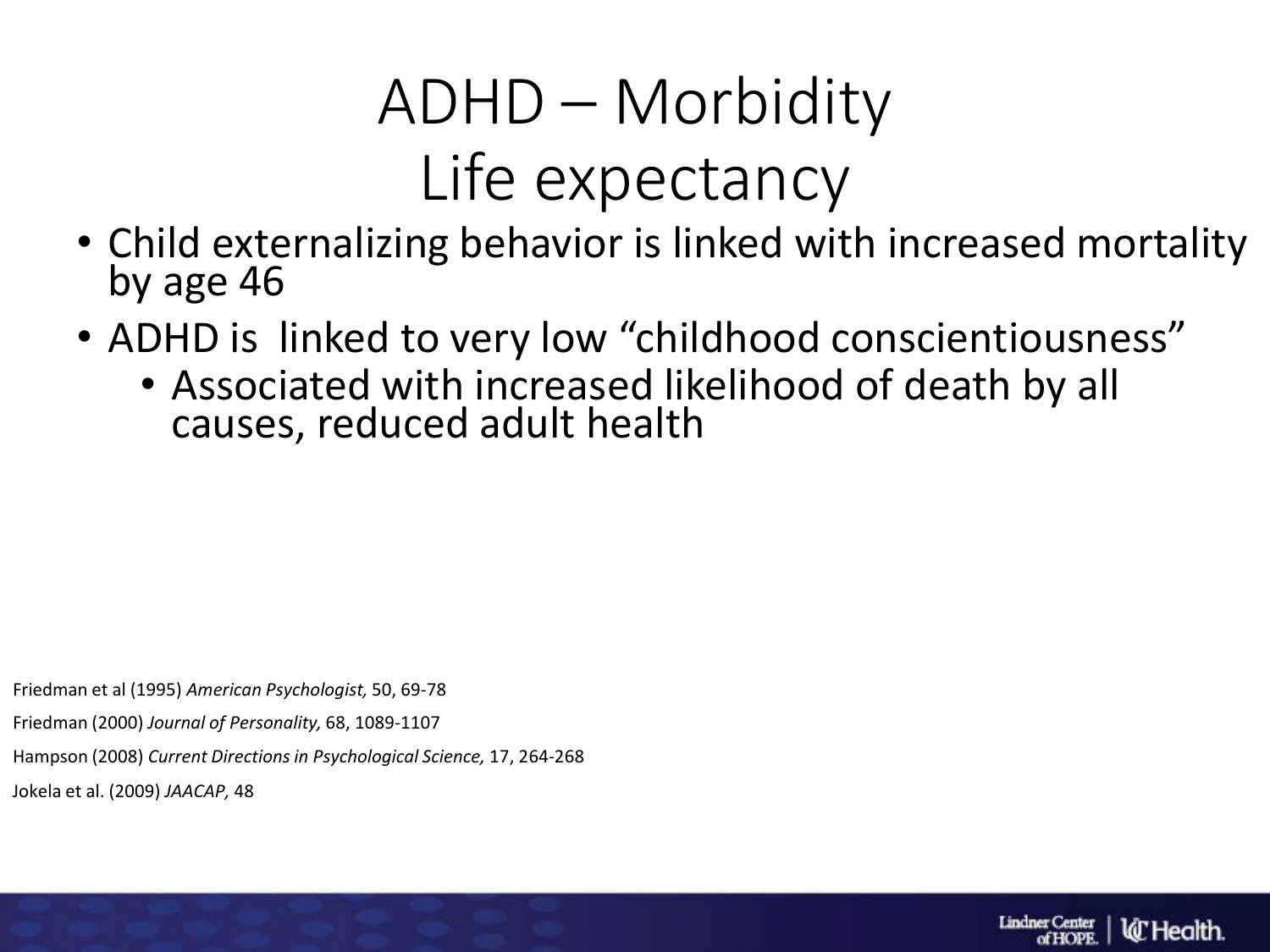# ADHD – Morbidity
# Life expectancy

- Child externalizing behavior is linked with increased mortality by age 46
- ADHD is linked to very low "childhood conscientiousness"
  - Associated with increased likelihood of death by all causes, reduced adult health

Friedman et al (1995) *American Psychologist,* 50, 69-78

Friedman (2000) *Journal of Personality,* 68, 1089-1107

Hampson (2008) *Current Directions in Psychological Science,* 17, 264-268

Jokela et al. (2009) *JAACAP,* 48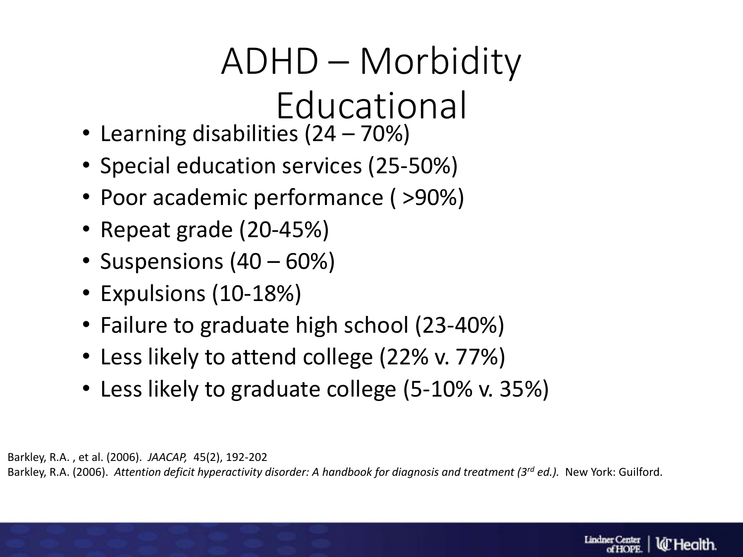# ADHD – Morbidity Educational

- Learning disabilities (24 – 70%)
- Special education services (25-50%)
- Poor academic performance ( >90%)
- Repeat grade (20-45%)
- Suspensions (40 – 60%)
- Expulsions (10-18%)
- Failure to graduate high school (23-40%)
- Less likely to attend college (22% v. 77%)
- Less likely to graduate college (5-10% v. 35%)

Barkley, R.A. , et al. (2006). *JAACAP,* 45(2), 192-202

Barkley, R.A. (2006). *Attention deficit hyperactivity disorder: A handbook for diagnosis and treatment (3rd ed.).* New York: Guilford.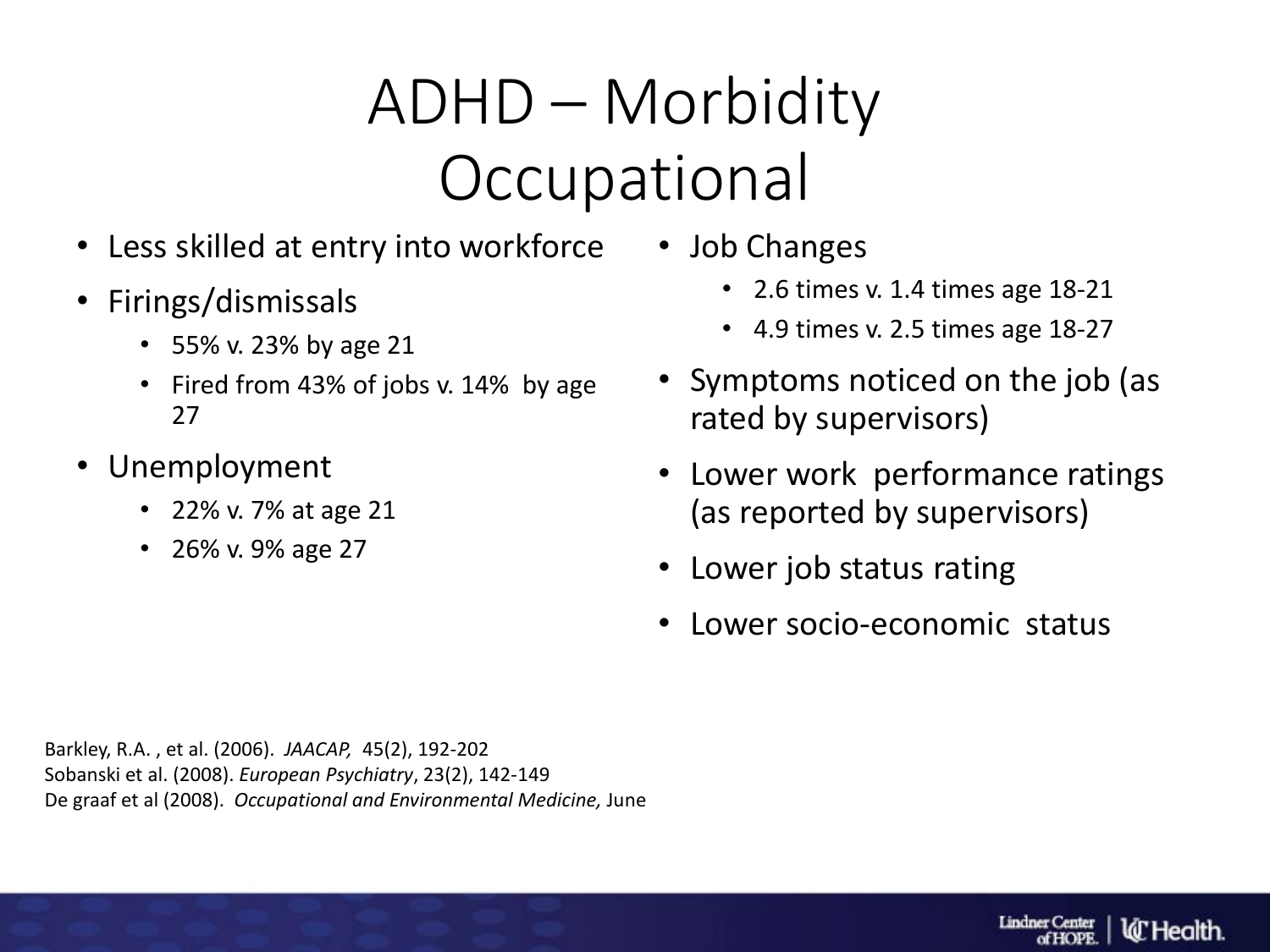# ADHD – Morbidity Occupational

- Less skilled at entry into workforce
- Firings/dismissals
  - 55% v. 23% by age 21
  - Fired from 43% of jobs v. 14% by age 27
- Unemployment
  - 22% v. 7% at age 21
  - 26% v. 9% age 27
- Job Changes
  - 2.6 times v. 1.4 times age 18-21
  - 4.9 times v. 2.5 times age 18-27
- Symptoms noticed on the job (as rated by supervisors)
- Lower work performance ratings (as reported by supervisors)
- Lower job status rating
- Lower socio-economic status

Barkley, R.A. , et al. (2006). *JAACAP,* 45(2), 192-202
Sobanski et al. (2008). *European Psychiatry*, 23(2), 142-149
De graaf et al (2008). *Occupational and Environmental Medicine,* June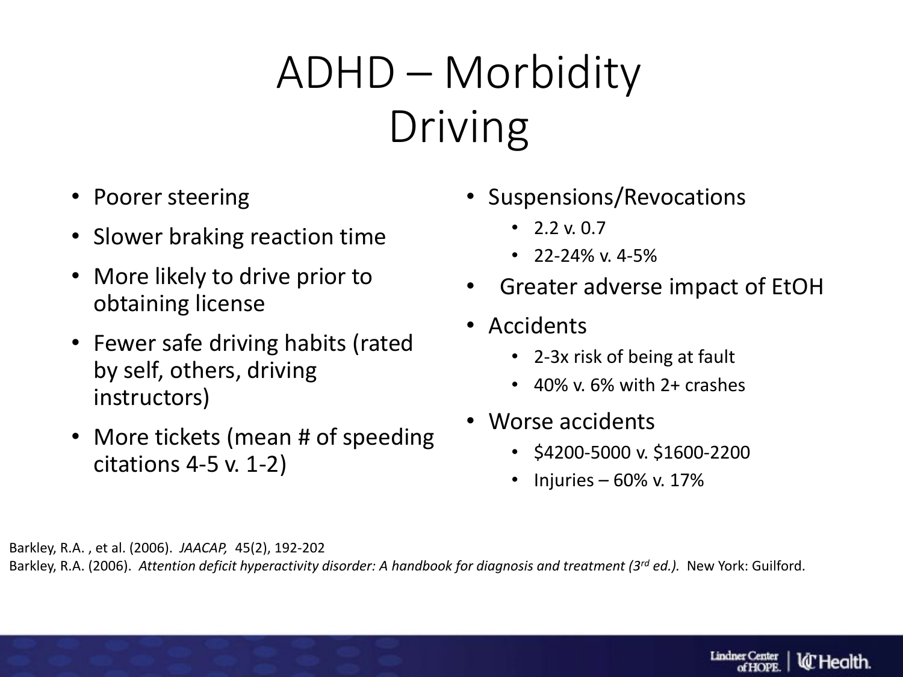# ADHD – Morbidity Driving

- Poorer steering
- Slower braking reaction time
- More likely to drive prior to obtaining license
- Fewer safe driving habits (rated by self, others, driving instructors)
- More tickets (mean # of speeding citations 4-5 v. 1-2)
- Suspensions/Revocations
  - 2.2 v. 0.7
  - 22-24% v. 4-5%
- Greater adverse impact of EtOH
- Accidents
  - 2-3x risk of being at fault
  - 40% v. 6% with 2+ crashes
- Worse accidents
  - $4200-5000 v. $1600-2200
  - Injuries – 60% v. 17%

Barkley, R.A. , et al. (2006). *JAACAP,* 45(2), 192-202

Barkley, R.A. (2006). *Attention deficit hyperactivity disorder: A handbook for diagnosis and treatment (3rd ed.).* New York: Guilford.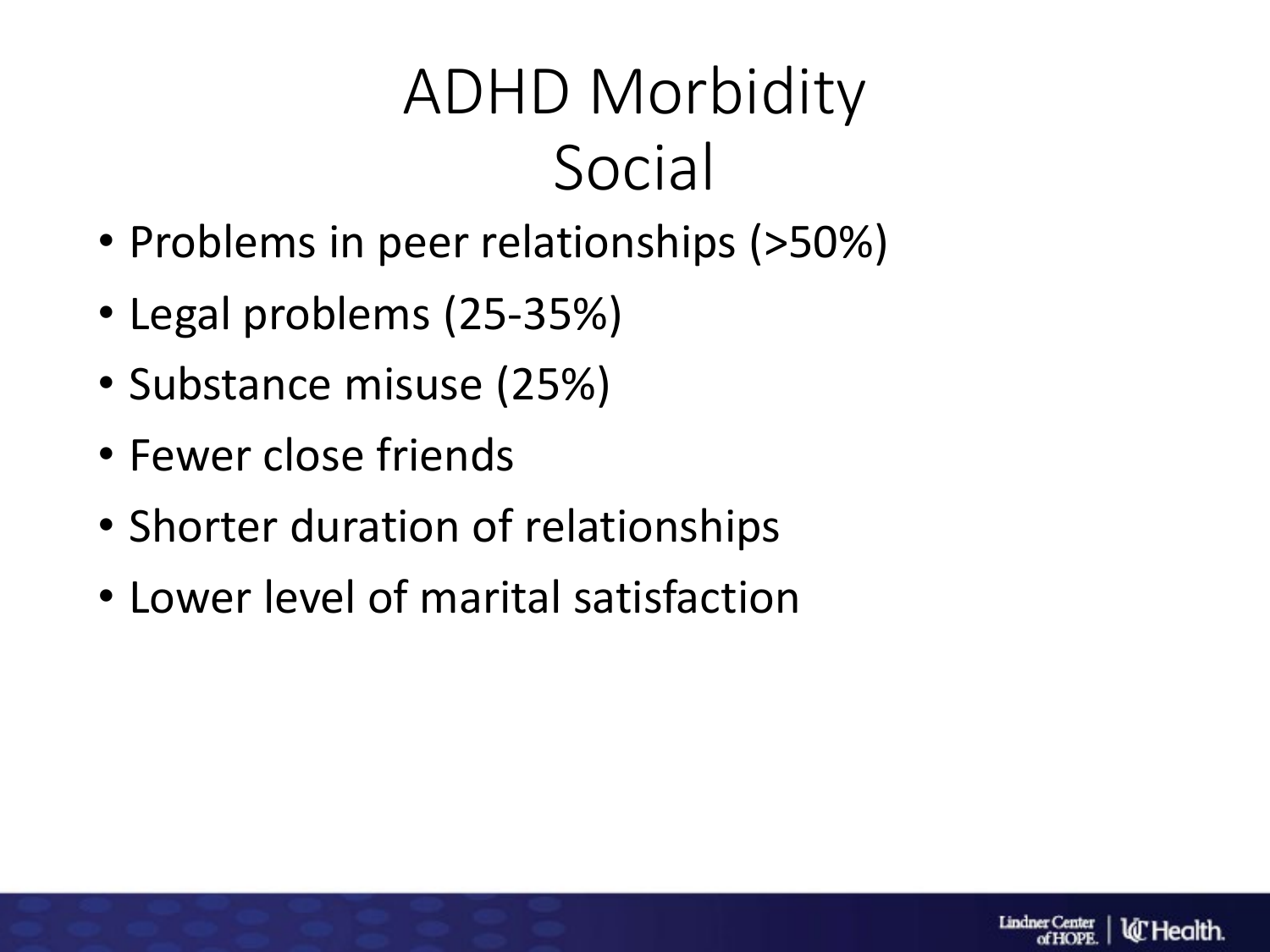# ADHD Morbidity
## Social

- Problems in peer relationships (>50%)
- Legal problems (25-35%)
- Substance misuse (25%)
- Fewer close friends
- Shorter duration of relationships
- Lower level of marital satisfaction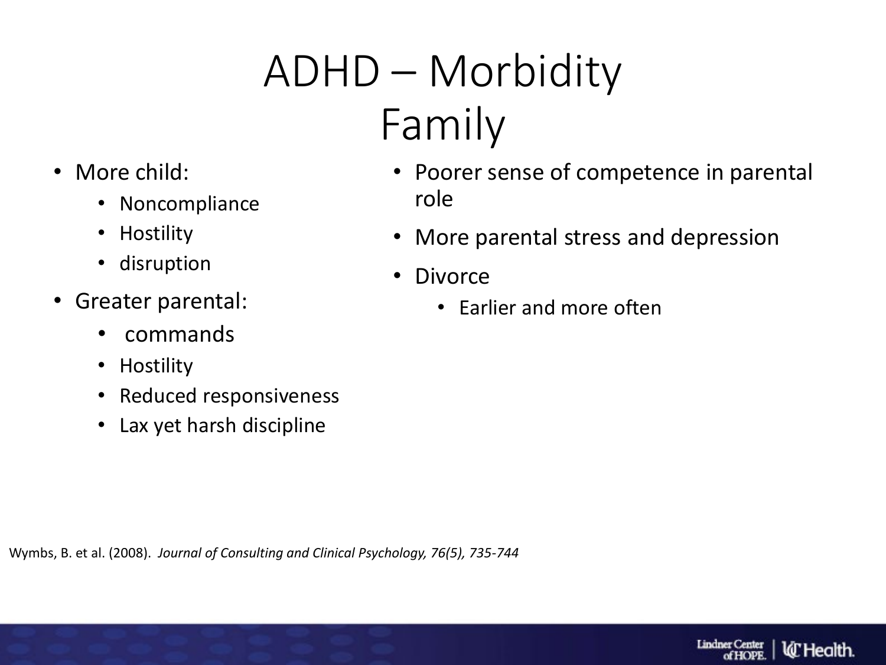# ADHD – Morbidity Family

- More child:
  - Noncompliance
  - Hostility
  - disruption
- Greater parental:
  - commands
  - Hostility
  - Reduced responsiveness
  - Lax yet harsh discipline
- Poorer sense of competence in parental role
- More parental stress and depression
- Divorce
  - Earlier and more often

Wymbs, B. et al. (2008). *Journal of Consulting and Clinical Psychology, 76(5), 735-744*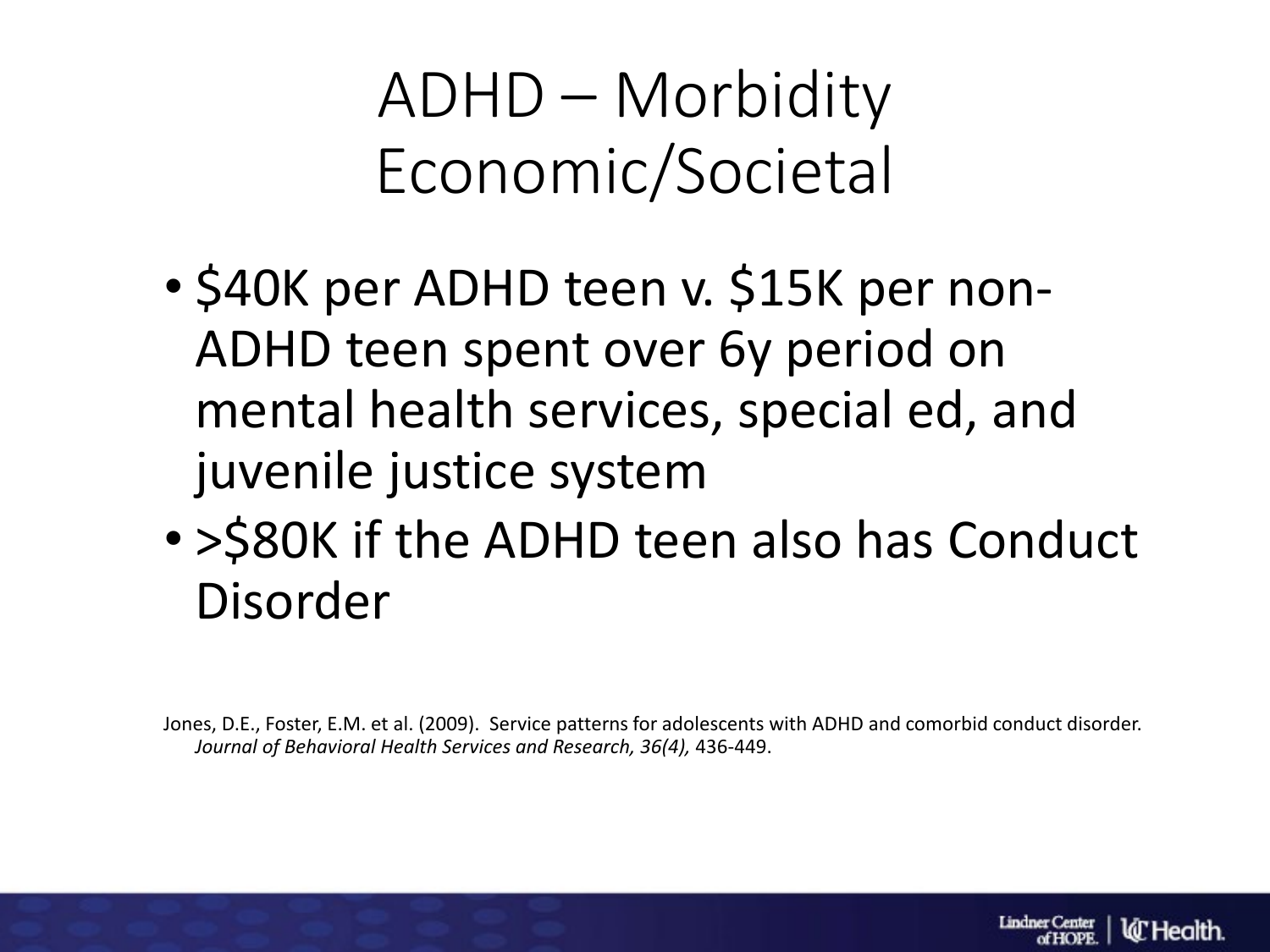# ADHD – Morbidity Economic/Societal

- $40K per ADHD teen v. $15K per non-ADHD teen spent over 6y period on mental health services, special ed, and juvenile justice system
- >$80K if the ADHD teen also has Conduct Disorder

Jones, D.E., Foster, E.M. et al. (2009). Service patterns for adolescents with ADHD and comorbid conduct disorder. *Journal of Behavioral Health Services and Research, 36(4),* 436-449.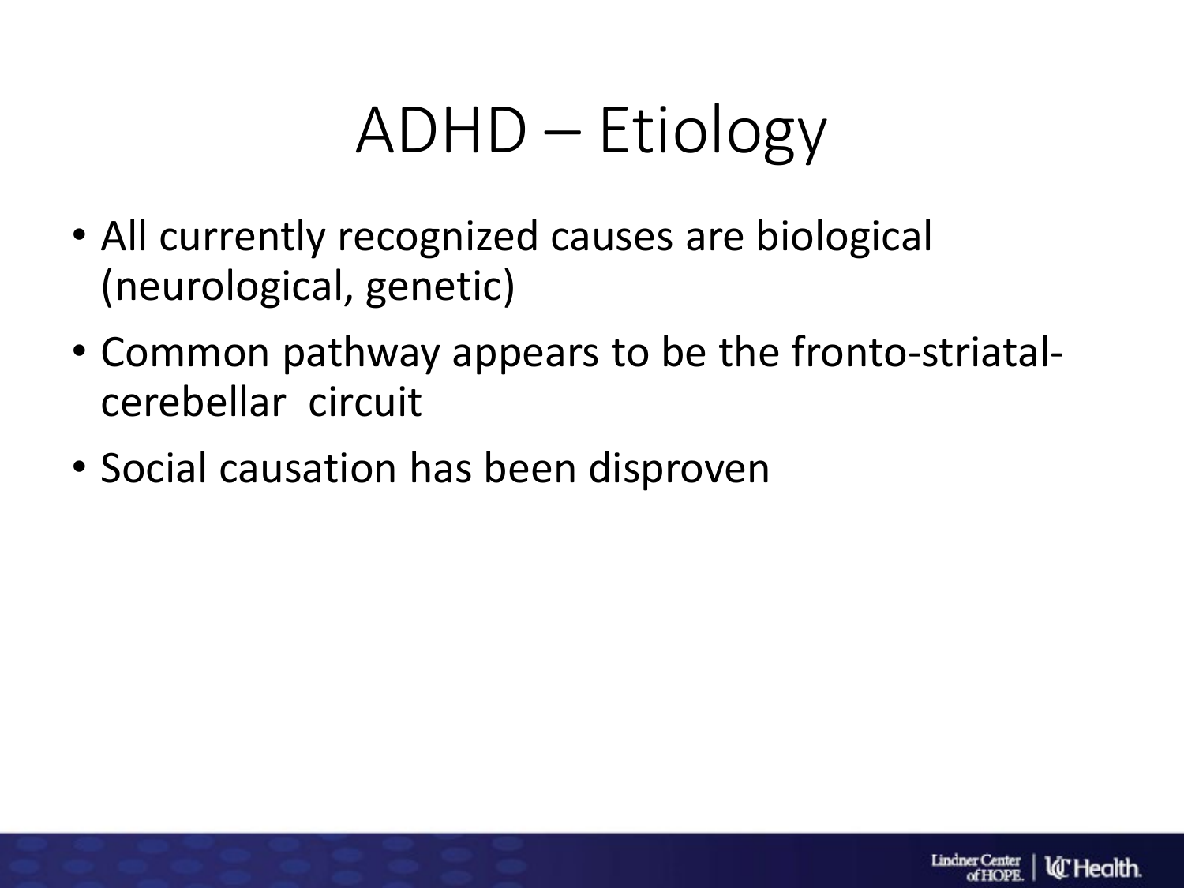# ADHD – Etiology

- All currently recognized causes are biological (neurological, genetic)
- Common pathway appears to be the fronto-striatal-cerebellar circuit
- Social causation has been disproven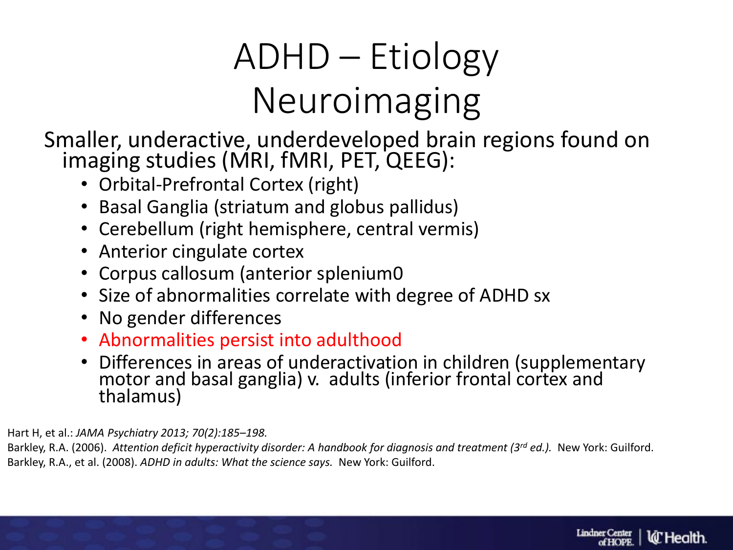# ADHD – Etiology
# Neuroimaging

Smaller, underactive, underdeveloped brain regions found on imaging studies (MRI, fMRI, PET, QEEG):

- Orbital-Prefrontal Cortex (right)
- Basal Ganglia (striatum and globus pallidus)
- Cerebellum (right hemisphere, central vermis)
- Anterior cingulate cortex
- Corpus callosum (anterior splenium0
- Size of abnormalities correlate with degree of ADHD sx
- No gender differences
- Abnormalities persist into adulthood
- Differences in areas of underactivation in children (supplementary motor and basal ganglia) v. adults (inferior frontal cortex and thalamus)

Hart H, et al.: *JAMA Psychiatry 2013; 70(2):185–198.*

Barkley, R.A. (2006). *Attention deficit hyperactivity disorder: A handbook for diagnosis and treatment (3rd ed.).* New York: Guilford.

Barkley, R.A., et al. (2008). *ADHD in adults: What the science says.* New York: Guilford.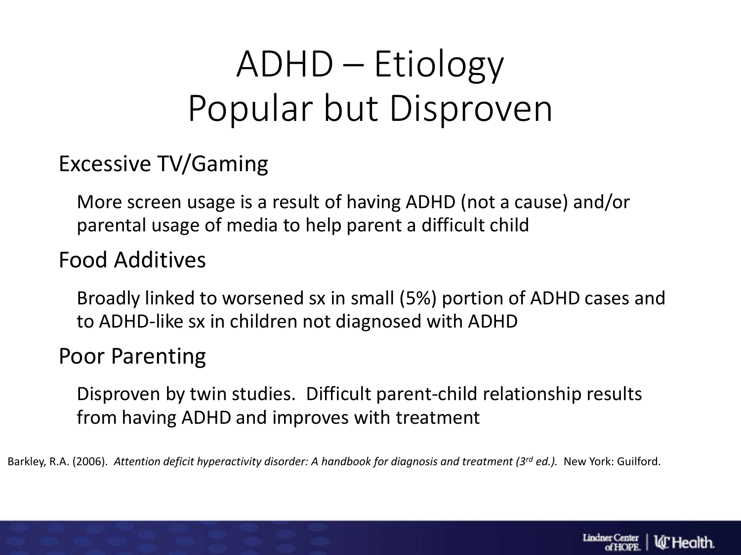# ADHD – Etiology
# Popular but Disproven

## Excessive TV/Gaming

More screen usage is a result of having ADHD (not a cause) and/or parental usage of media to help parent a difficult child

## Food Additives

Broadly linked to worsened sx in small (5%) portion of ADHD cases and to ADHD-like sx in children not diagnosed with ADHD

## Poor Parenting

Disproven by twin studies. Difficult parent-child relationship results from having ADHD and improves with treatment

Barkley, R.A. (2006). *Attention deficit hyperactivity disorder: A handbook for diagnosis and treatment (3rd ed.).* New York: Guilford.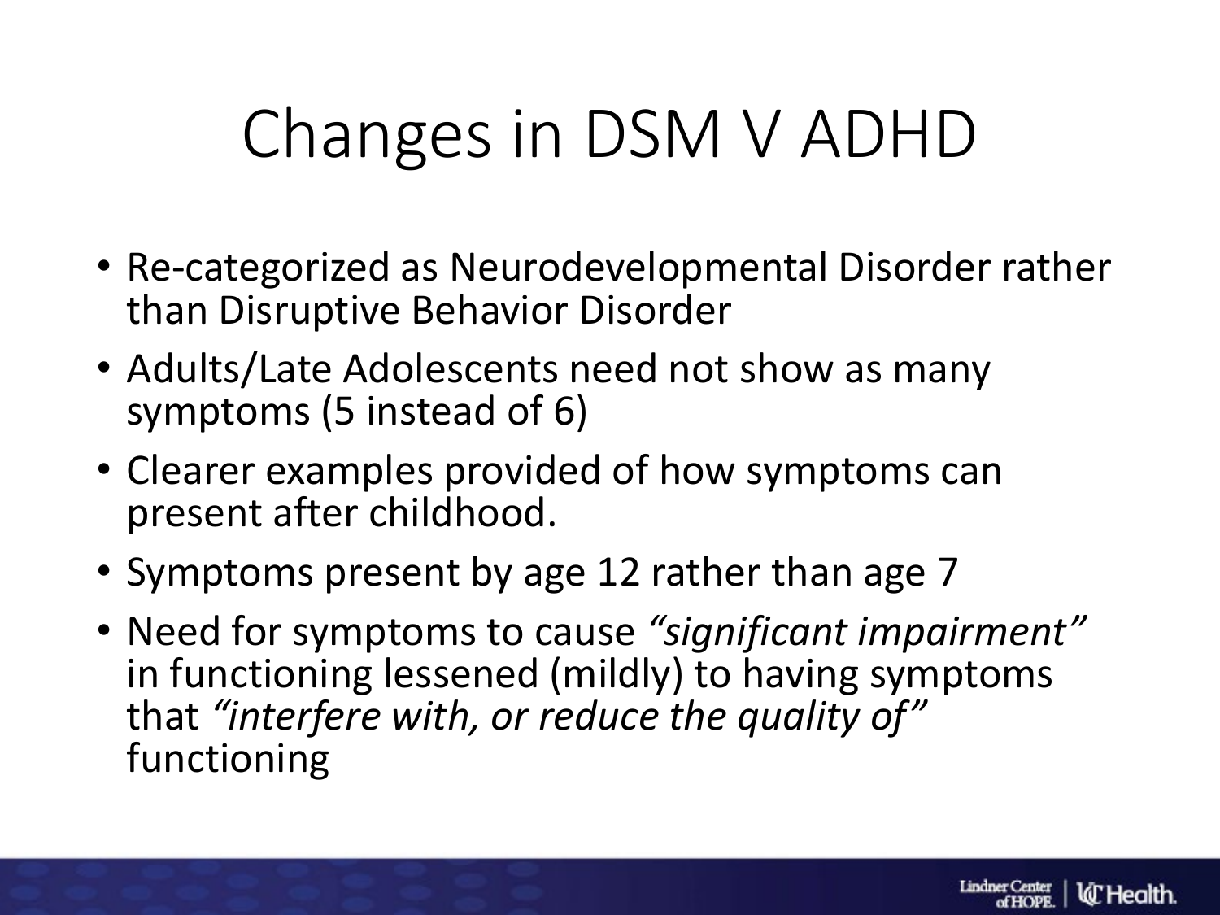# Changes in DSM V ADHD

- Re-categorized as Neurodevelopmental Disorder rather than Disruptive Behavior Disorder
- Adults/Late Adolescents need not show as many symptoms (5 instead of 6)
- Clearer examples provided of how symptoms can present after childhood.
- Symptoms present by age 12 rather than age 7
- Need for symptoms to cause *"significant impairment"* in functioning lessened (mildly) to having symptoms that *"interfere with, or reduce the quality of"* functioning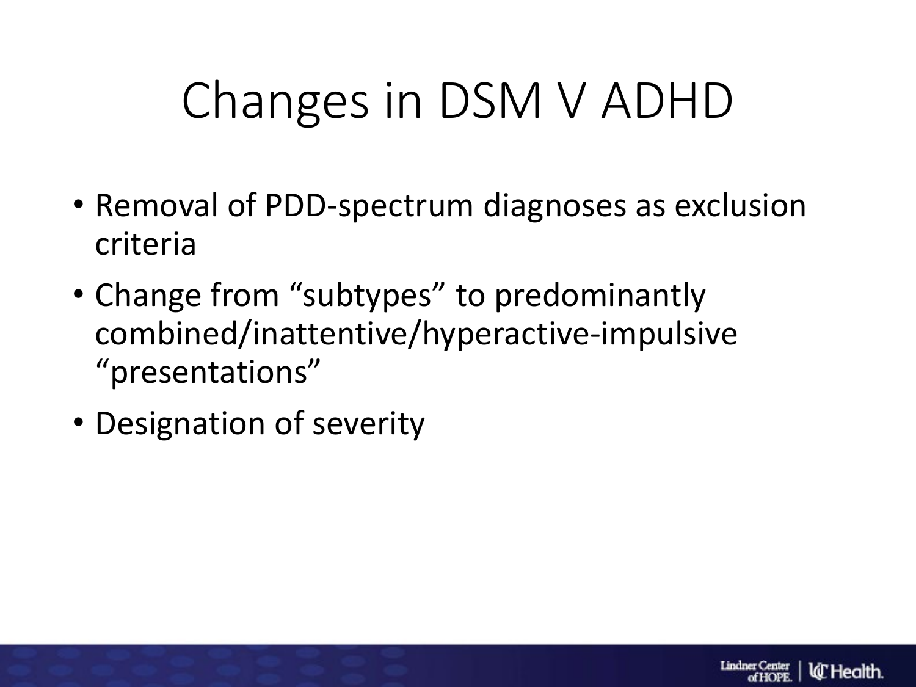# Changes in DSM V ADHD

- Removal of PDD-spectrum diagnoses as exclusion criteria
- Change from "subtypes" to predominantly combined/inattentive/hyperactive-impulsive "presentations"
- Designation of severity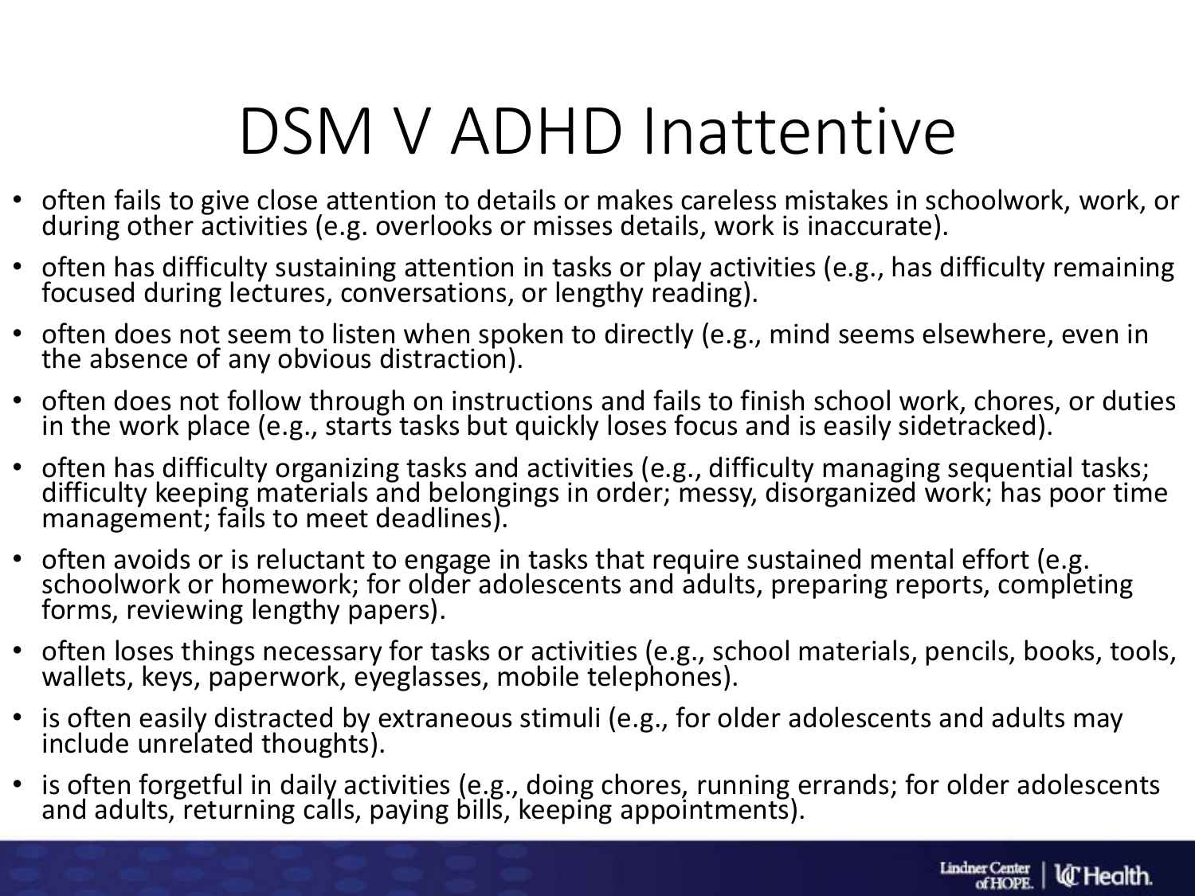# DSM V ADHD Inattentive

- often fails to give close attention to details or makes careless mistakes in schoolwork, work, or during other activities (e.g. overlooks or misses details, work is inaccurate).
- often has difficulty sustaining attention in tasks or play activities (e.g., has difficulty remaining focused during lectures, conversations, or lengthy reading).
- often does not seem to listen when spoken to directly (e.g., mind seems elsewhere, even in the absence of any obvious distraction).
- often does not follow through on instructions and fails to finish school work, chores, or duties in the work place (e.g., starts tasks but quickly loses focus and is easily sidetracked).
- often has difficulty organizing tasks and activities (e.g., difficulty managing sequential tasks; difficulty keeping materials and belongings in order; messy, disorganized work; has poor time management; fails to meet deadlines).
- often avoids or is reluctant to engage in tasks that require sustained mental effort (e.g. schoolwork or homework; for older adolescents and adults, preparing reports, completing forms, reviewing lengthy papers).
- often loses things necessary for tasks or activities (e.g., school materials, pencils, books, tools, wallets, keys, paperwork, eyeglasses, mobile telephones).
- is often easily distracted by extraneous stimuli (e.g., for older adolescents and adults may include unrelated thoughts).
- is often forgetful in daily activities (e.g., doing chores, running errands; for older adolescents and adults, returning calls, paying bills, keeping appointments).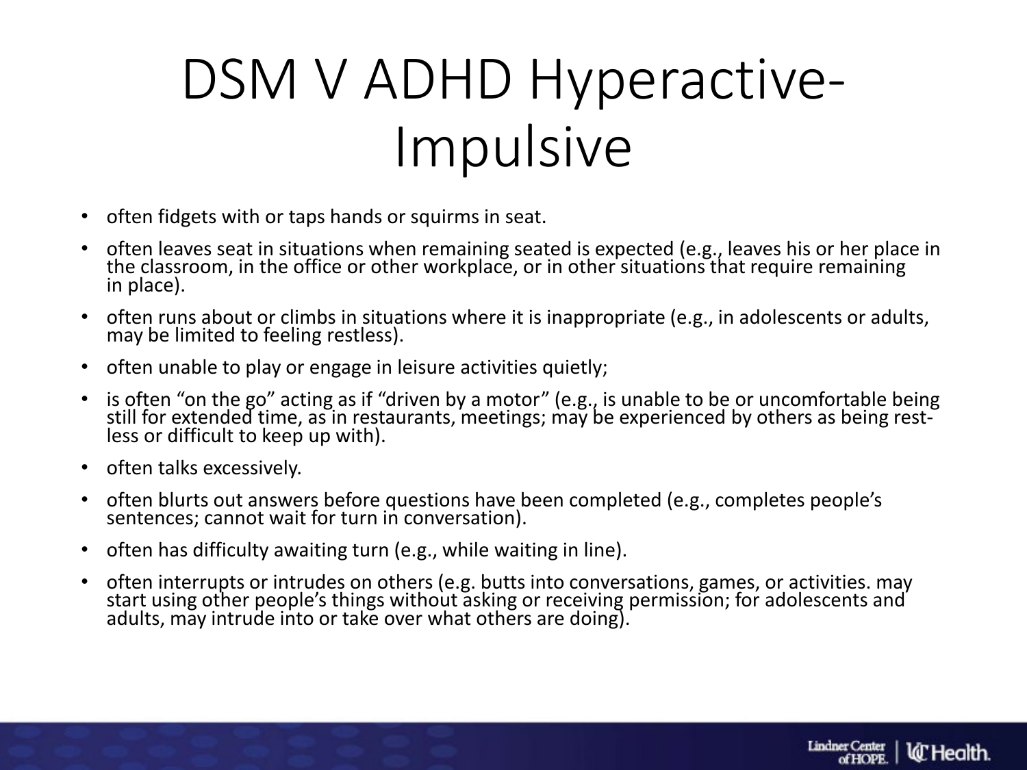# DSM V ADHD Hyperactive-Impulsive

- often fidgets with or taps hands or squirms in seat.
- often leaves seat in situations when remaining seated is expected (e.g., leaves his or her place in the classroom, in the office or other workplace, or in other situations that require remaining in place).
- often runs about or climbs in situations where it is inappropriate (e.g., in adolescents or adults, may be limited to feeling restless).
- often unable to play or engage in leisure activities quietly;
- is often "on the go" acting as if "driven by a motor" (e.g., is unable to be or uncomfortable being still for extended time, as in restaurants, meetings; may be experienced by others as being rest-less or difficult to keep up with).
- often talks excessively.
- often blurts out answers before questions have been completed (e.g., completes people's sentences; cannot wait for turn in conversation).
- often has difficulty awaiting turn (e.g., while waiting in line).
- often interrupts or intrudes on others (e.g. butts into conversations, games, or activities. may start using other people's things without asking or receiving permission; for adolescents and adults, may intrude into or take over what others are doing).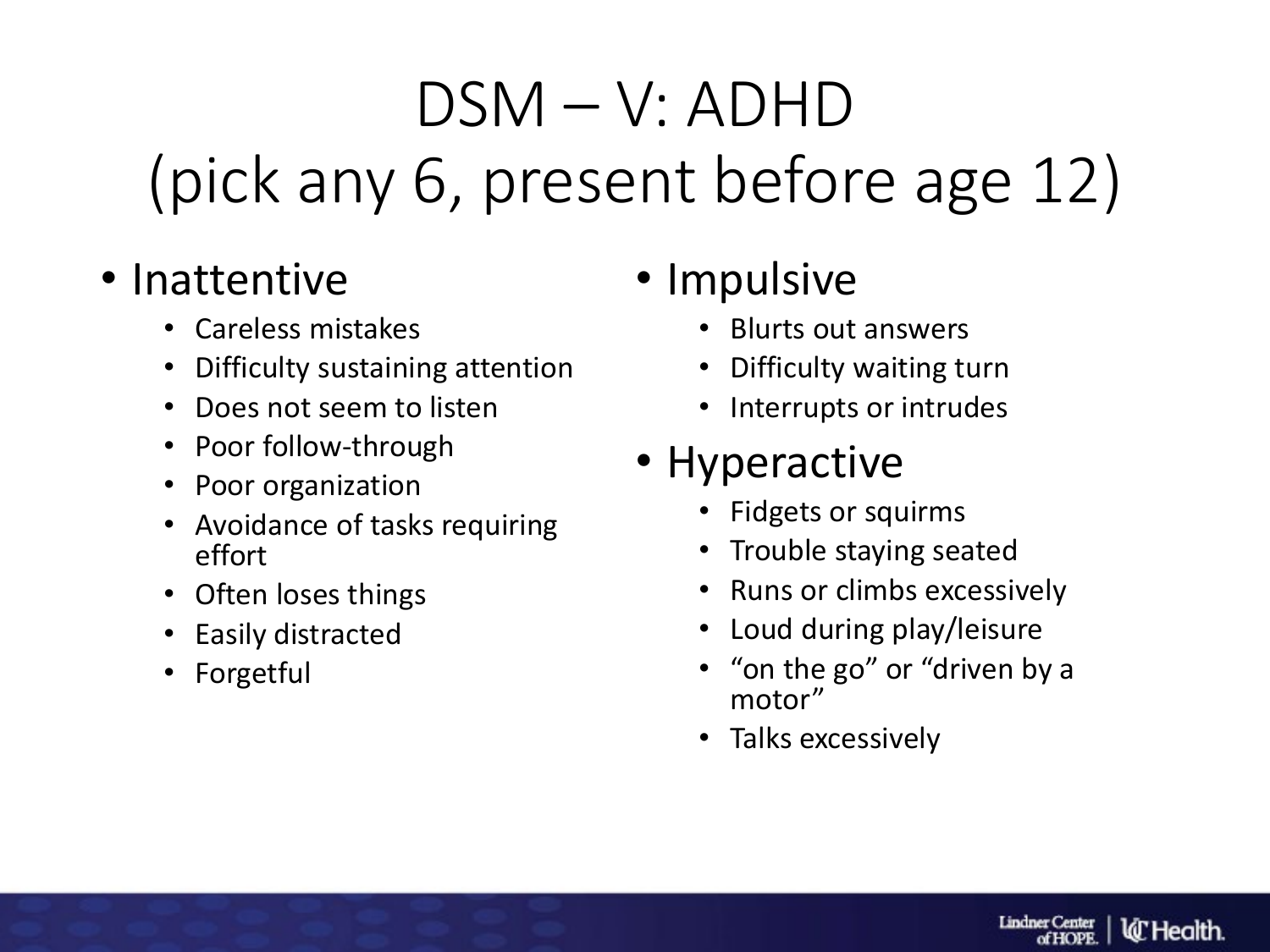# DSM – V: ADHD (pick any 6, present before age 12)

- Inattentive
  - Careless mistakes
  - Difficulty sustaining attention
  - Does not seem to listen
  - Poor follow-through
  - Poor organization
  - Avoidance of tasks requiring effort
  - Often loses things
  - Easily distracted
  - Forgetful
- Impulsive
  - Blurts out answers
  - Difficulty waiting turn
  - Interrupts or intrudes
- Hyperactive
  - Fidgets or squirms
  - Trouble staying seated
  - Runs or climbs excessively
  - Loud during play/leisure
  - "on the go" or "driven by a motor"
  - Talks excessively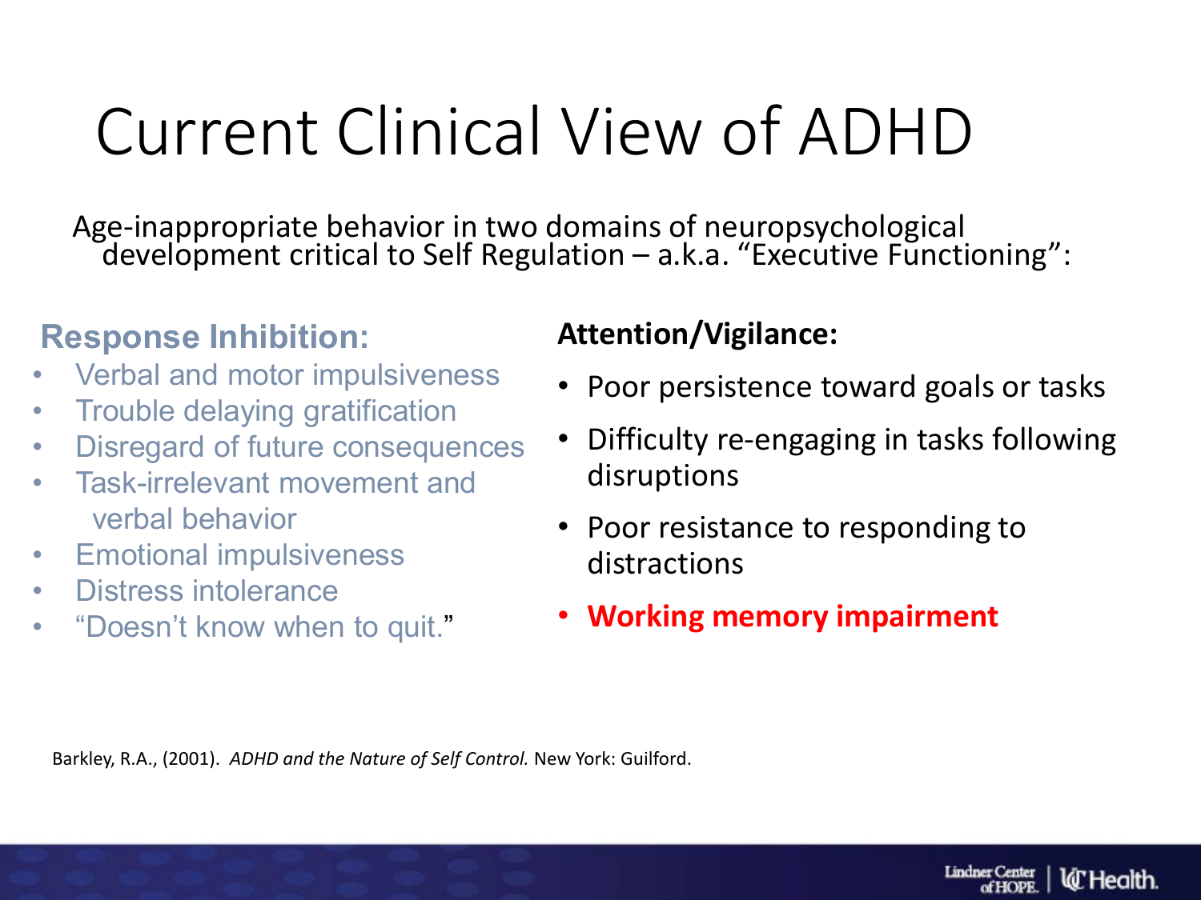# Current Clinical View of ADHD

Age-inappropriate behavior in two domains of neuropsychological development critical to Self Regulation – a.k.a. "Executive Functioning":

## Response Inhibition:

- Verbal and motor impulsiveness
- Trouble delaying gratification
- Disregard of future consequences
- Task-irrelevant movement and verbal behavior
- Emotional impulsiveness
- Distress intolerance
- "Doesn't know when to quit."

## Attention/Vigilance:

- Poor persistence toward goals or tasks
- Difficulty re-engaging in tasks following disruptions
- Poor resistance to responding to distractions
- **Working memory impairment**

Barkley, R.A., (2001). *ADHD and the Nature of Self Control.* New York: Guilford.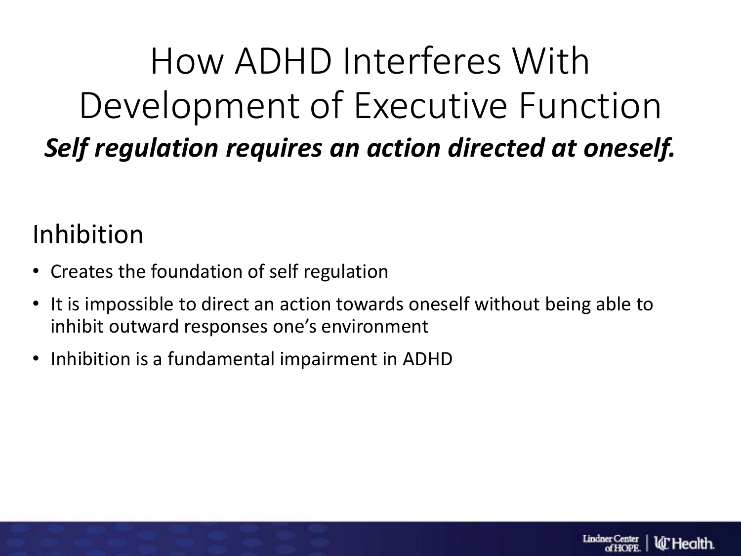# How ADHD Interferes With Development of Executive Function

***Self regulation requires an action directed at oneself.***

## Inhibition

- Creates the foundation of self regulation
- It is impossible to direct an action towards oneself without being able to inhibit outward responses one's environment
- Inhibition is a fundamental impairment in ADHD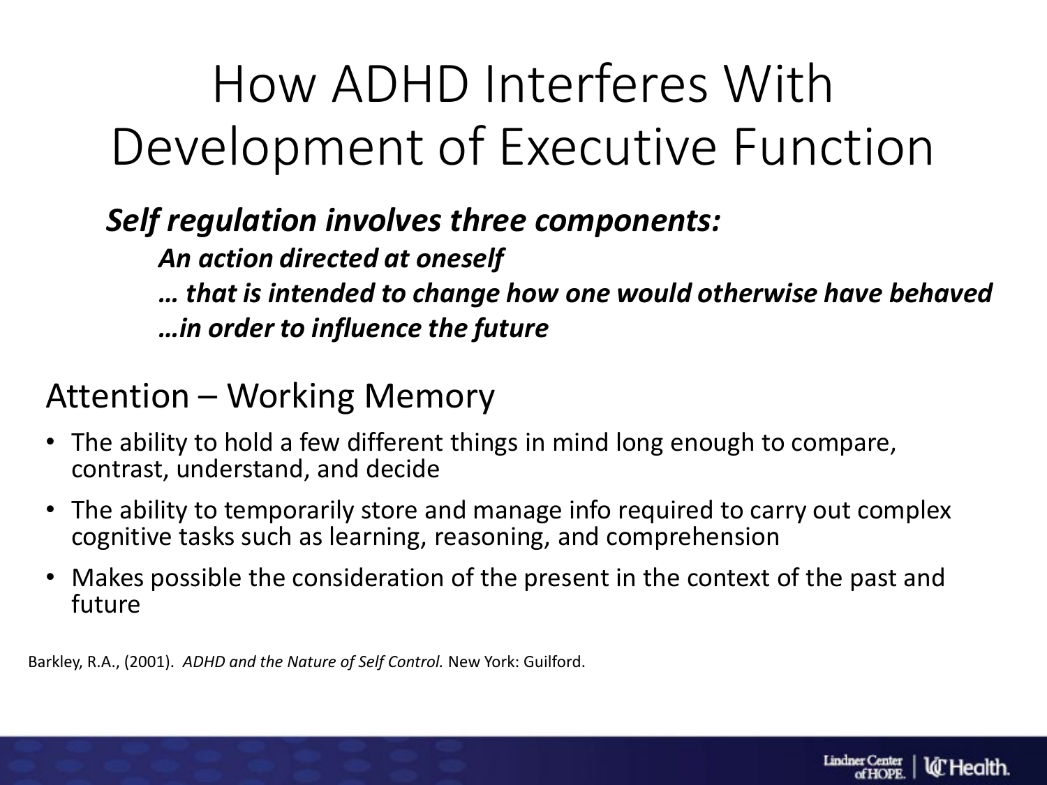# How ADHD Interferes With Development of Executive Function

***Self regulation involves three components:***

***An action directed at oneself***

***… that is intended to change how one would otherwise have behaved***

***…in order to influence the future***

## Attention – Working Memory

- The ability to hold a few different things in mind long enough to compare, contrast, understand, and decide
- The ability to temporarily store and manage info required to carry out complex cognitive tasks such as learning, reasoning, and comprehension
- Makes possible the consideration of the present in the context of the past and future

Barkley, R.A., (2001). *ADHD and the Nature of Self Control.* New York: Guilford.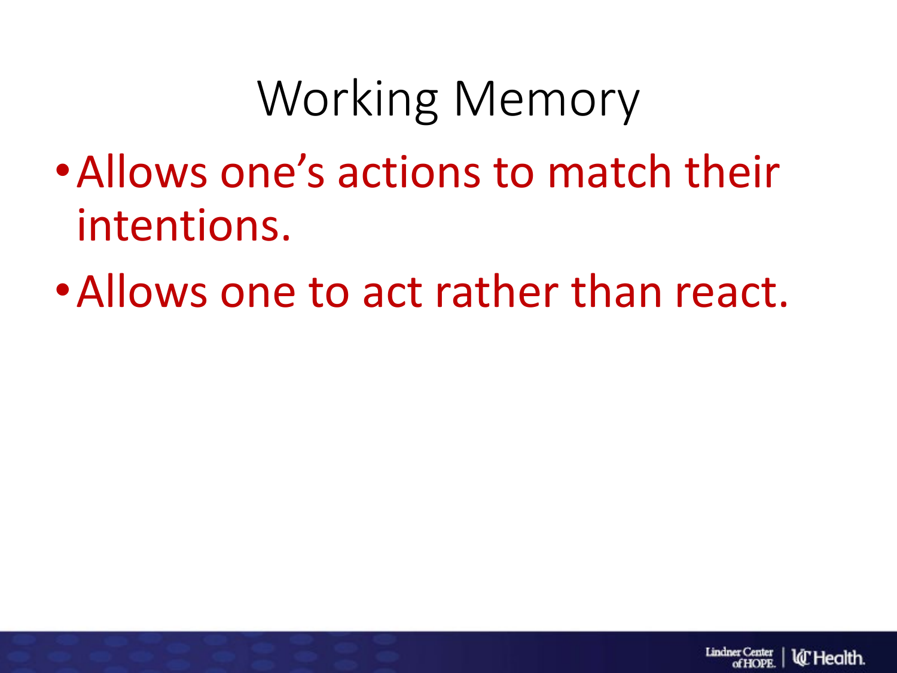# Working Memory

- Allows one's actions to match their intentions.
- Allows one to act rather than react.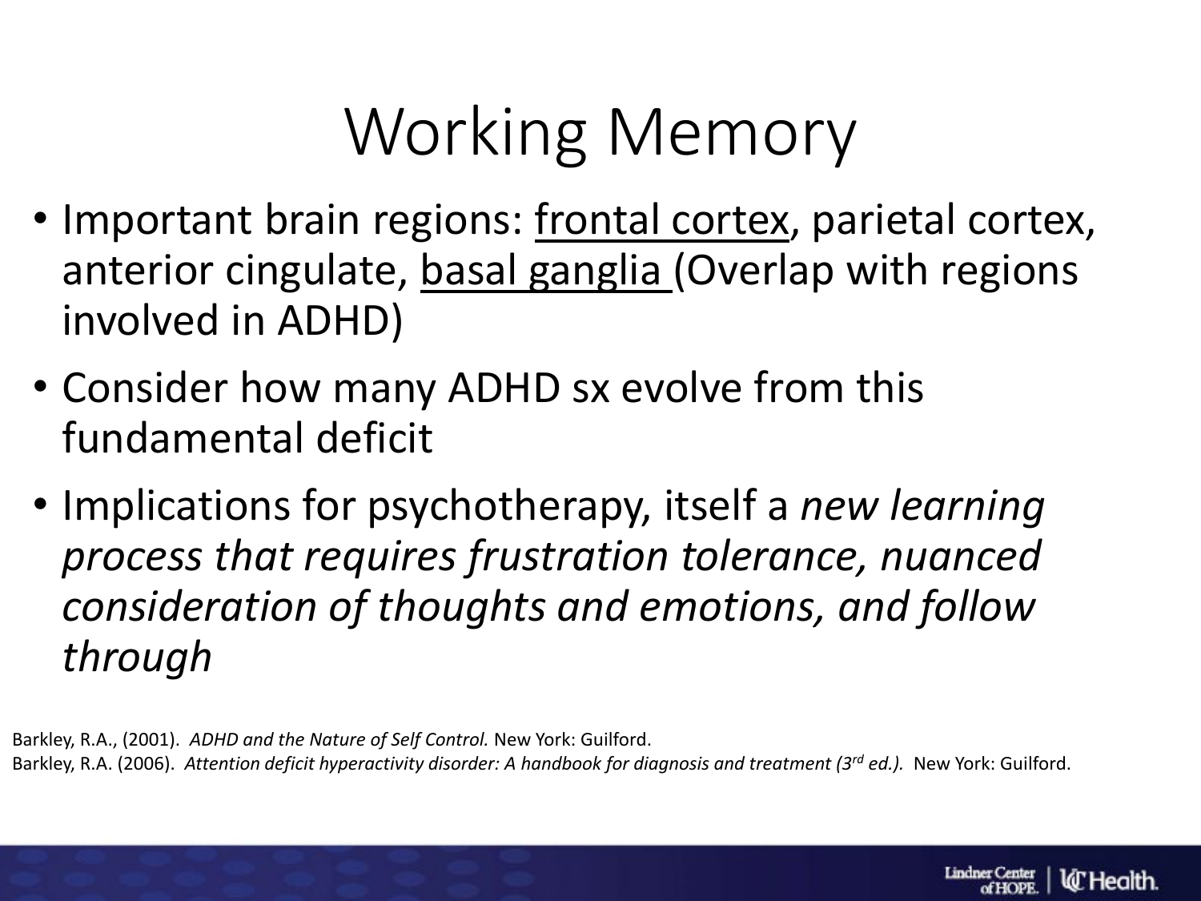# Working Memory

- Important brain regions: <u>frontal cortex</u>, parietal cortex, anterior cingulate, <u>basal ganglia</u> (Overlap with regions involved in ADHD)
- Consider how many ADHD sx evolve from this fundamental deficit
- Implications for psychotherapy, itself a *new learning process that requires frustration tolerance, nuanced consideration of thoughts and emotions, and follow through*

Barkley, R.A., (2001). *ADHD and the Nature of Self Control.* New York: Guilford.
Barkley, R.A. (2006). *Attention deficit hyperactivity disorder: A handbook for diagnosis and treatment (3rd ed.).* New York: Guilford.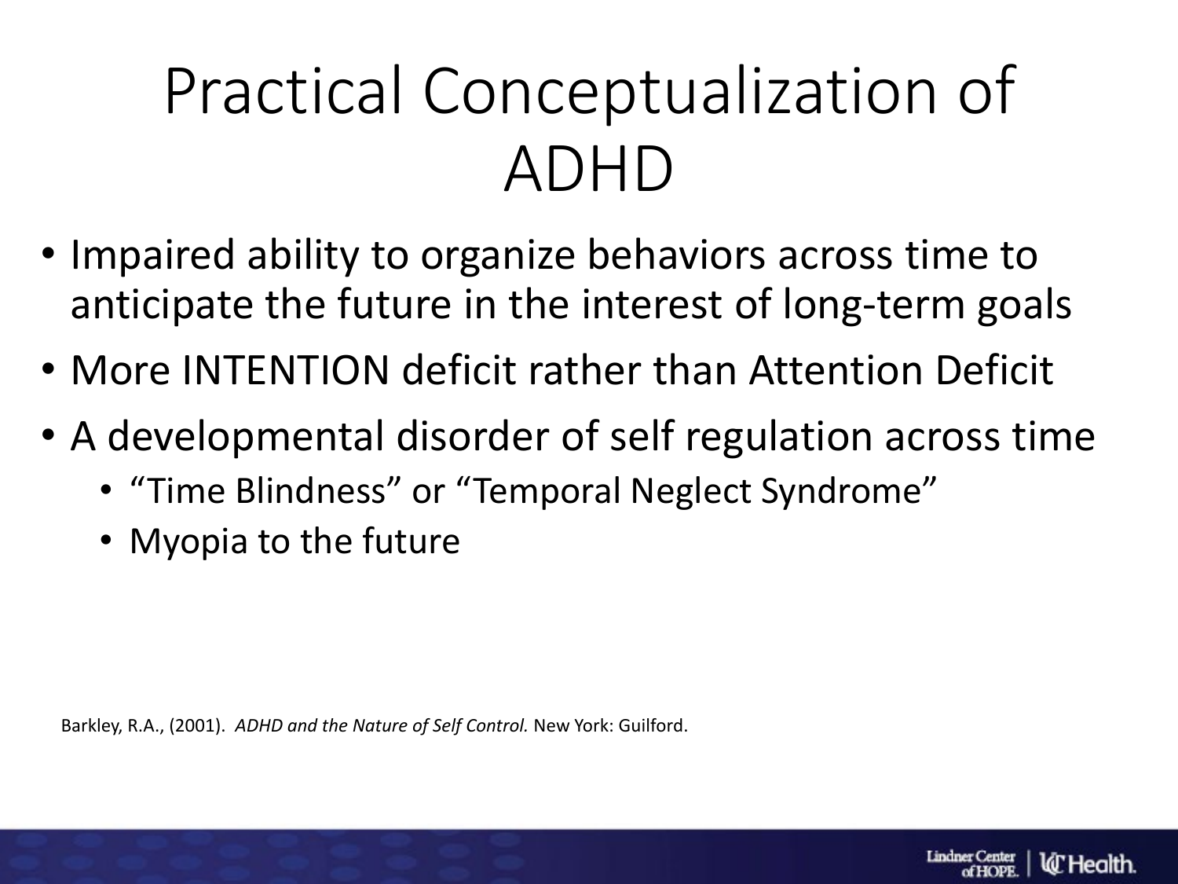# Practical Conceptualization of ADHD

- Impaired ability to organize behaviors across time to anticipate the future in the interest of long-term goals
- More INTENTION deficit rather than Attention Deficit
- A developmental disorder of self regulation across time
  - "Time Blindness" or "Temporal Neglect Syndrome"
  - Myopia to the future

Barkley, R.A., (2001). *ADHD and the Nature of Self Control.* New York: Guilford.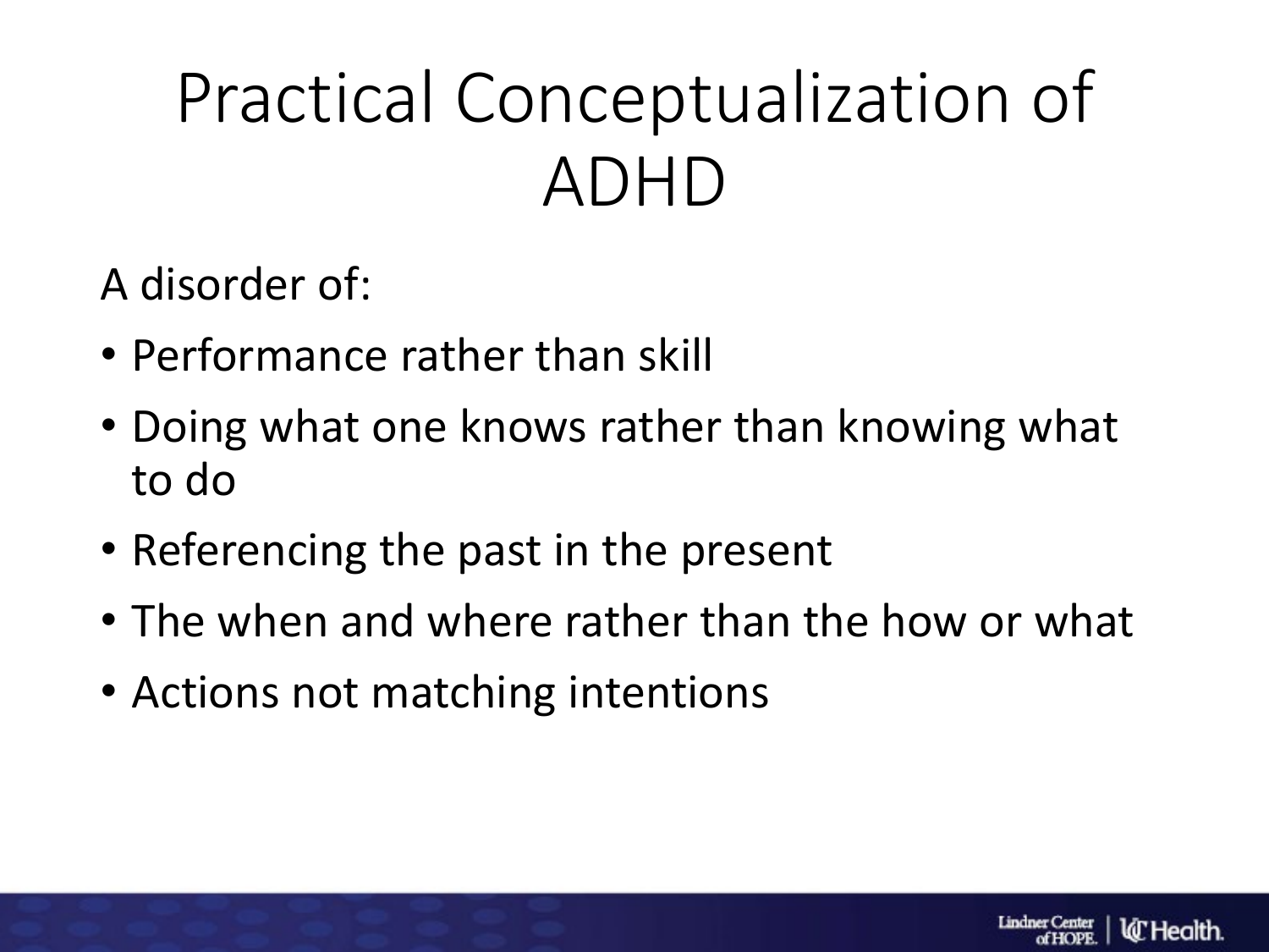# Practical Conceptualization of ADHD

A disorder of:

- Performance rather than skill
- Doing what one knows rather than knowing what to do
- Referencing the past in the present
- The when and where rather than the how or what
- Actions not matching intentions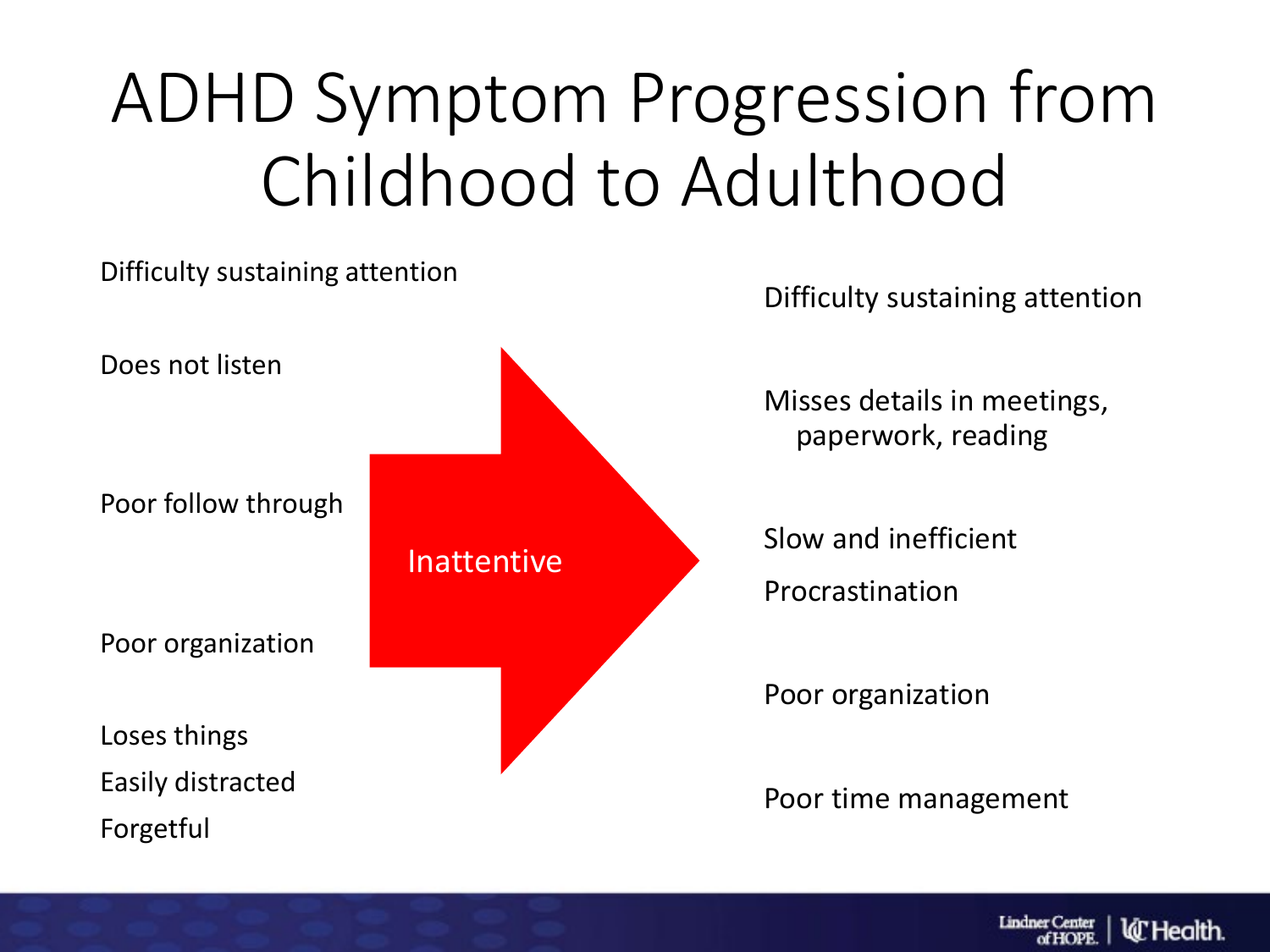# ADHD Symptom Progression from Childhood to Adulthood

Difficulty sustaining attention

Does not listen

Poor follow through

Poor organization

Loses things

Easily distracted

Forgetful

Inattentive

Difficulty sustaining attention

Misses details in meetings, paperwork, reading

Slow and inefficient

Procrastination

Poor organization

Poor time management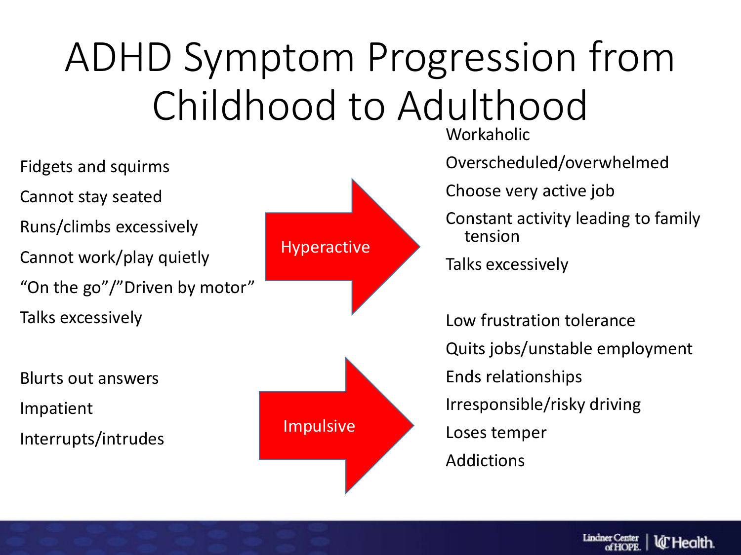# ADHD Symptom Progression from Childhood to Adulthood

## Hyperactive

| Childhood | Adulthood |
| --- | --- |
| Fidgets and squirms | Workaholic |
| Cannot stay seated | Overscheduled/overwhelmed |
| Runs/climbs excessively | Choose very active job |
| Cannot work/play quietly | Constant activity leading to family tension |
| "On the go"/"Driven by motor" | Talks excessively |
| Talks excessively | |

## Impulsive

| Childhood | Adulthood |
| --- | --- |
| Blurts out answers | Low frustration tolerance |
| Impatient | Quits jobs/unstable employment |
| Interrupts/intrudes | Ends relationships |
| | Irresponsible/risky driving |
| | Loses temper |
| | Addictions |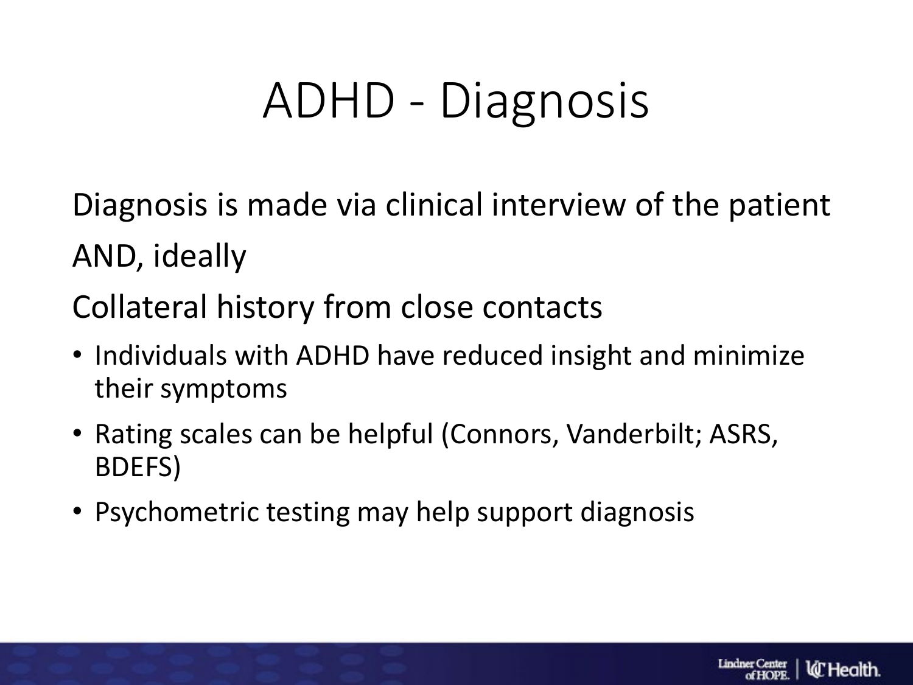# ADHD - Diagnosis

Diagnosis is made via clinical interview of the patient

AND, ideally

Collateral history from close contacts

- Individuals with ADHD have reduced insight and minimize their symptoms
- Rating scales can be helpful (Connors, Vanderbilt; ASRS, BDEFS)
- Psychometric testing may help support diagnosis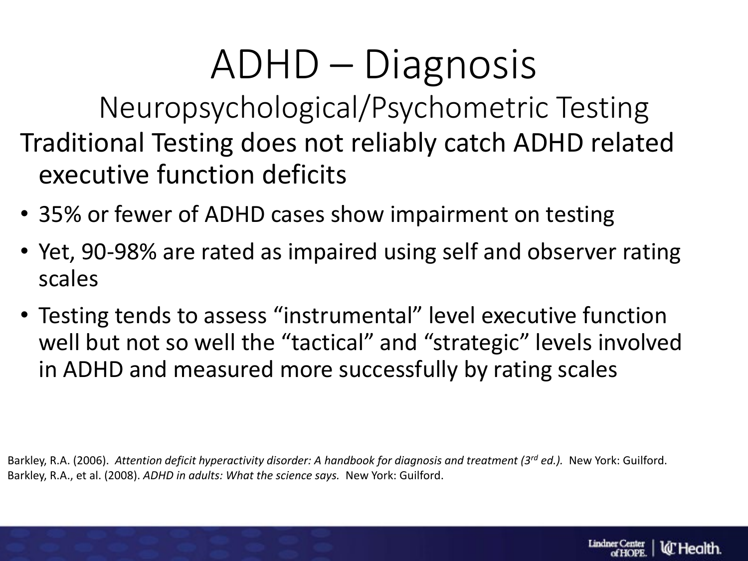# ADHD – Diagnosis

## Neuropsychological/Psychometric Testing

Traditional Testing does not reliably catch ADHD related executive function deficits

- 35% or fewer of ADHD cases show impairment on testing
- Yet, 90-98% are rated as impaired using self and observer rating scales
- Testing tends to assess “instrumental” level executive function well but not so well the “tactical” and “strategic” levels involved in ADHD and measured more successfully by rating scales

Barkley, R.A. (2006). *Attention deficit hyperactivity disorder: A handbook for diagnosis and treatment (3rd ed.).* New York: Guilford.
Barkley, R.A., et al. (2008). *ADHD in adults: What the science says.* New York: Guilford.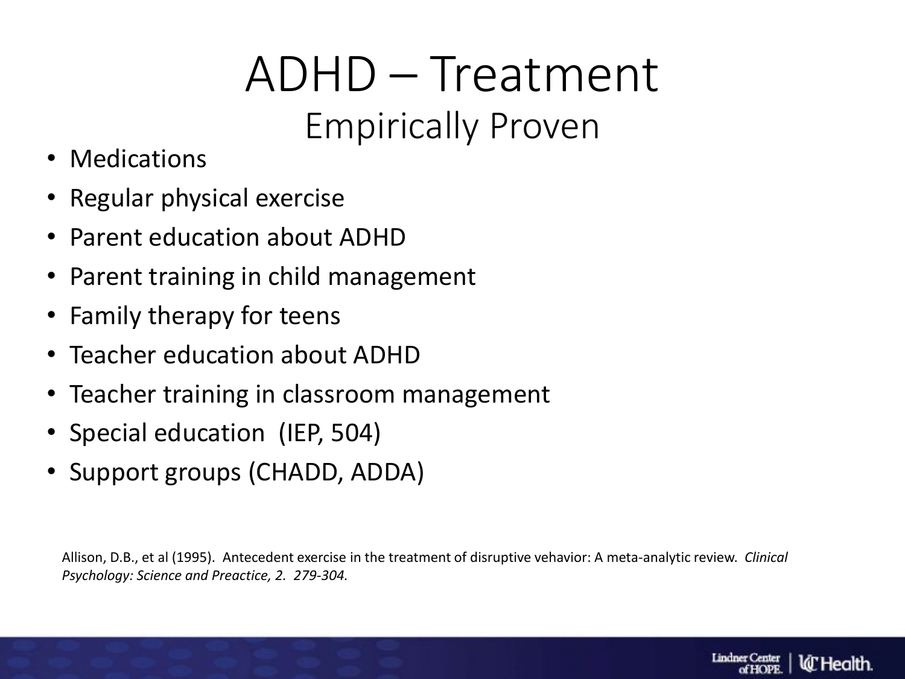# ADHD – Treatment

## Empirically Proven

- Medications
- Regular physical exercise
- Parent education about ADHD
- Parent training in child management
- Family therapy for teens
- Teacher education about ADHD
- Teacher training in classroom management
- Special education (IEP, 504)
- Support groups (CHADD, ADDA)

Allison, D.B., et al (1995). Antecedent exercise in the treatment of disruptive vehavior: A meta-analytic review. *Clinical Psychology: Science and Preactice, 2. 279-304.*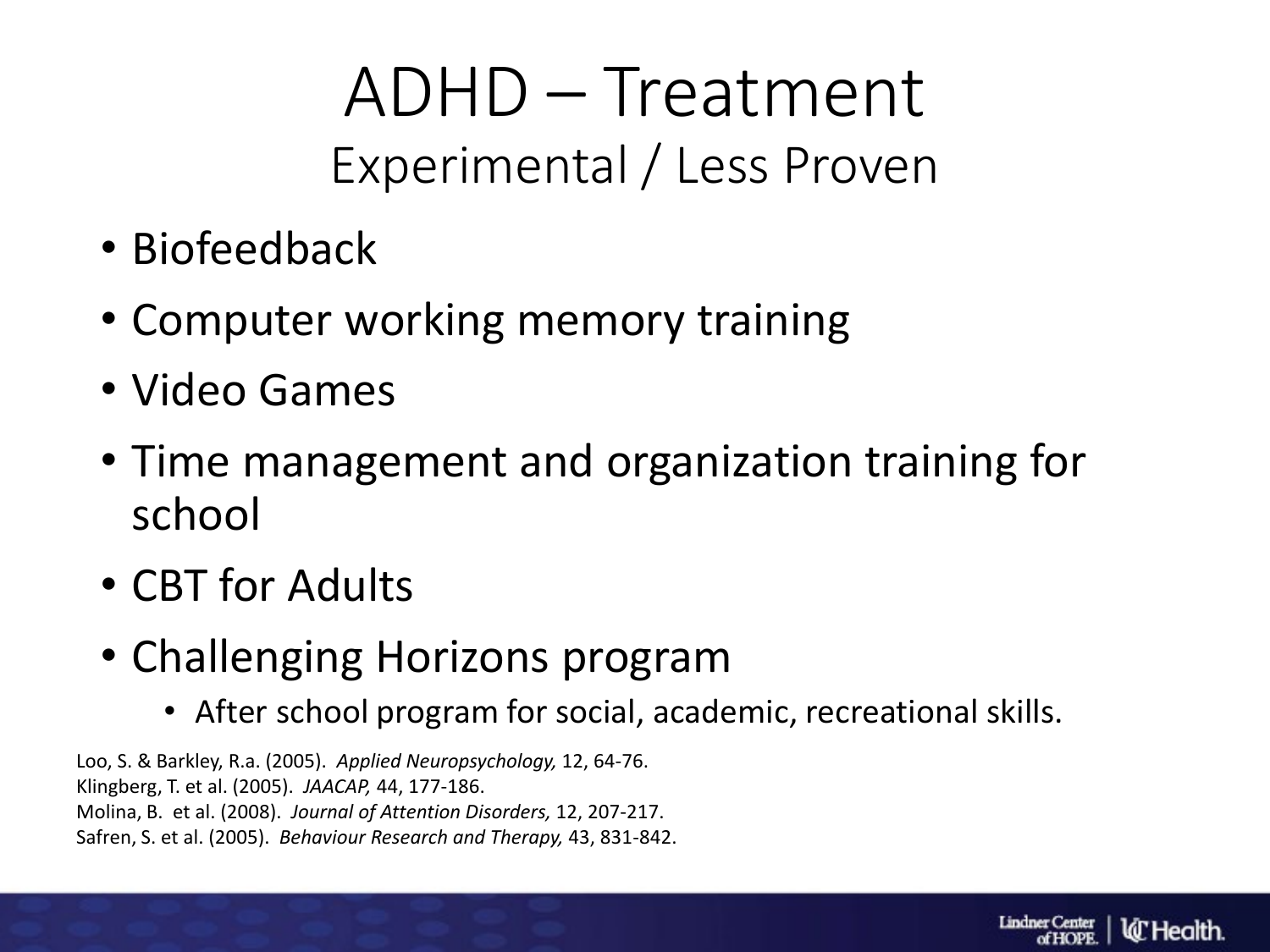# ADHD – Treatment

## Experimental / Less Proven

- Biofeedback
- Computer working memory training
- Video Games
- Time management and organization training for school
- CBT for Adults
- Challenging Horizons program
  - After school program for social, academic, recreational skills.

Loo, S. & Barkley, R.a. (2005). *Applied Neuropsychology,* 12, 64-76.
Klingberg, T. et al. (2005). *JAACAP,* 44, 177-186.
Molina, B. et al. (2008). *Journal of Attention Disorders,* 12, 207-217.
Safren, S. et al. (2005). *Behaviour Research and Therapy,* 43, 831-842.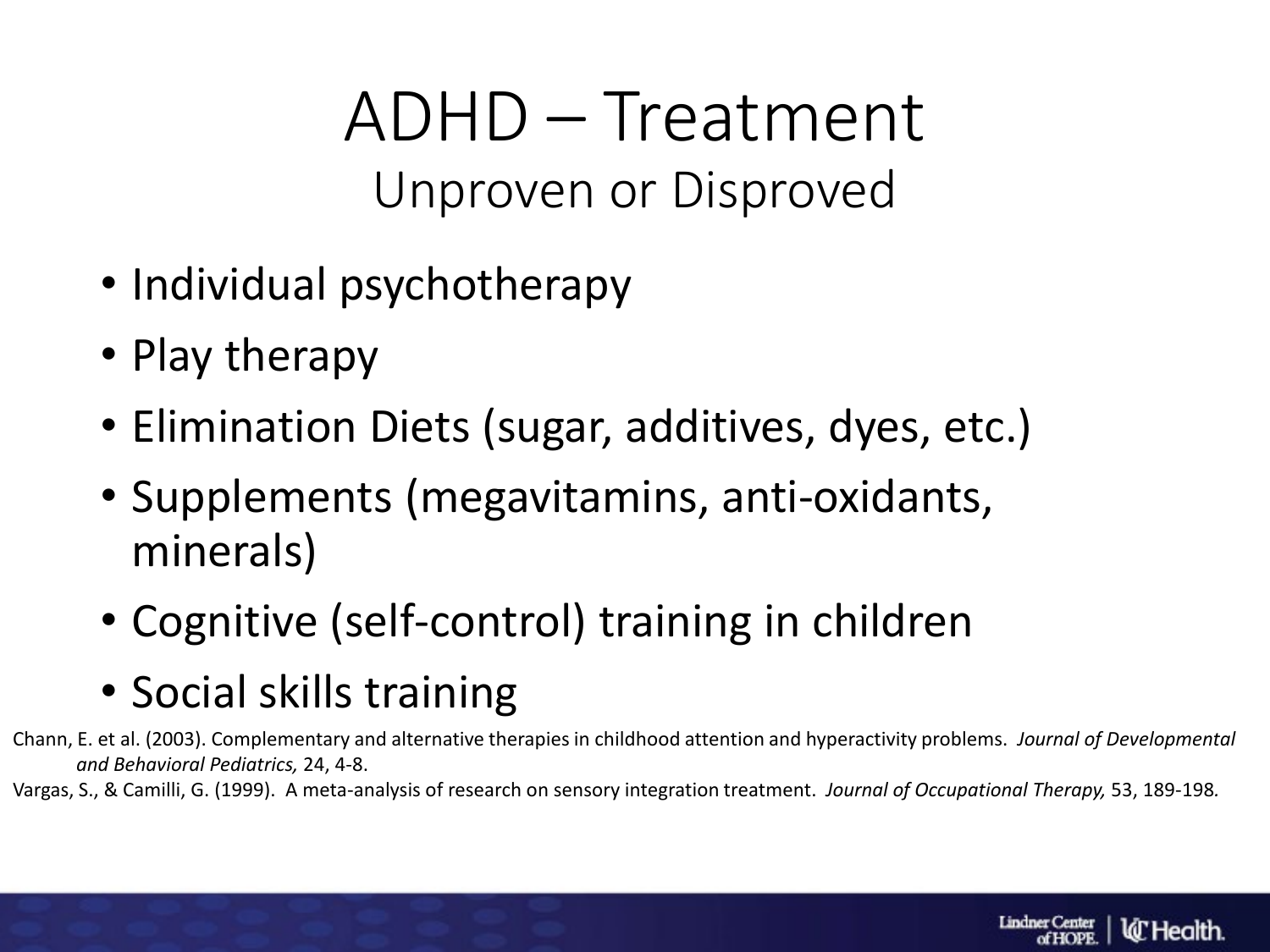# ADHD – Treatment

## Unproven or Disproved

- Individual psychotherapy
- Play therapy
- Elimination Diets (sugar, additives, dyes, etc.)
- Supplements (megavitamins, anti-oxidants, minerals)
- Cognitive (self-control) training in children
- Social skills training

Chann, E. et al. (2003). Complementary and alternative therapies in childhood attention and hyperactivity problems. *Journal of Developmental and Behavioral Pediatrics,* 24, 4-8.

Vargas, S., & Camilli, G. (1999). A meta-analysis of research on sensory integration treatment. *Journal of Occupational Therapy,* 53, 189-198.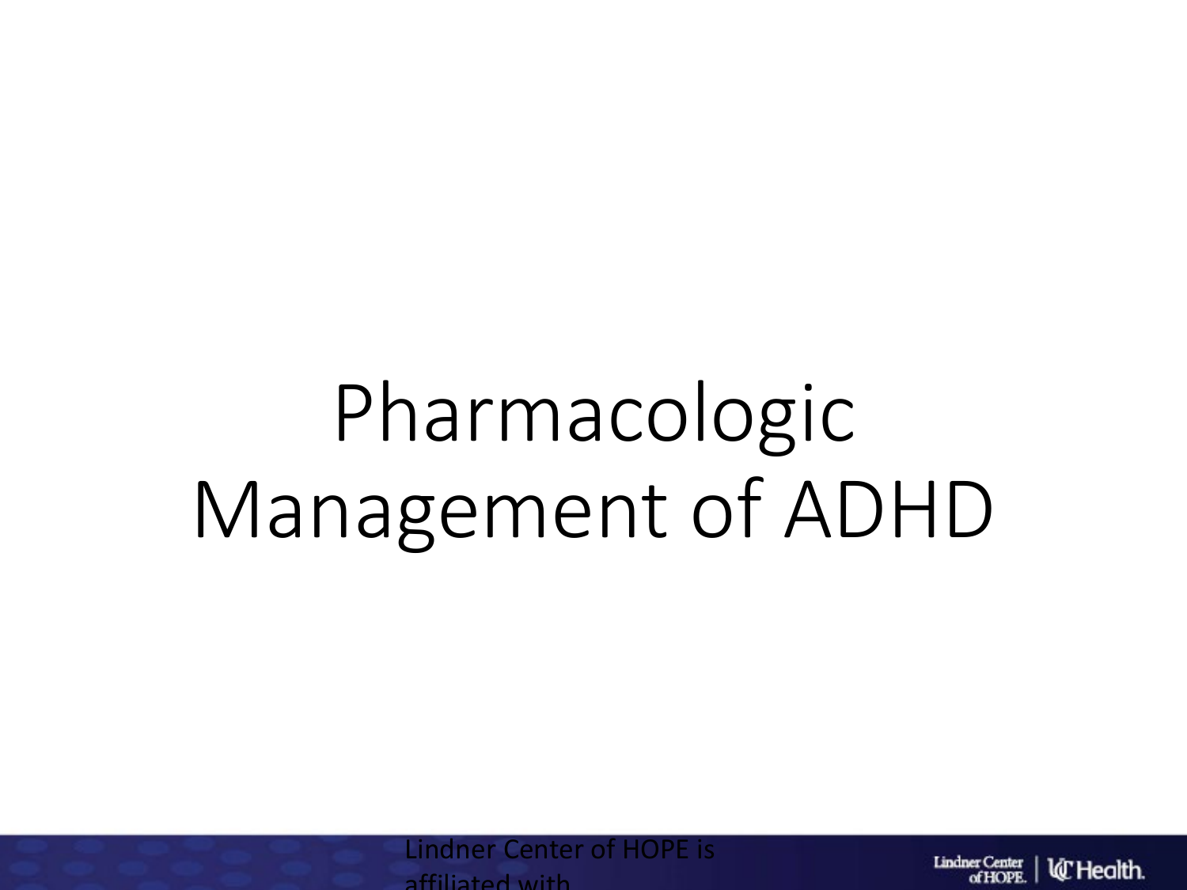# Pharmacologic Management of ADHD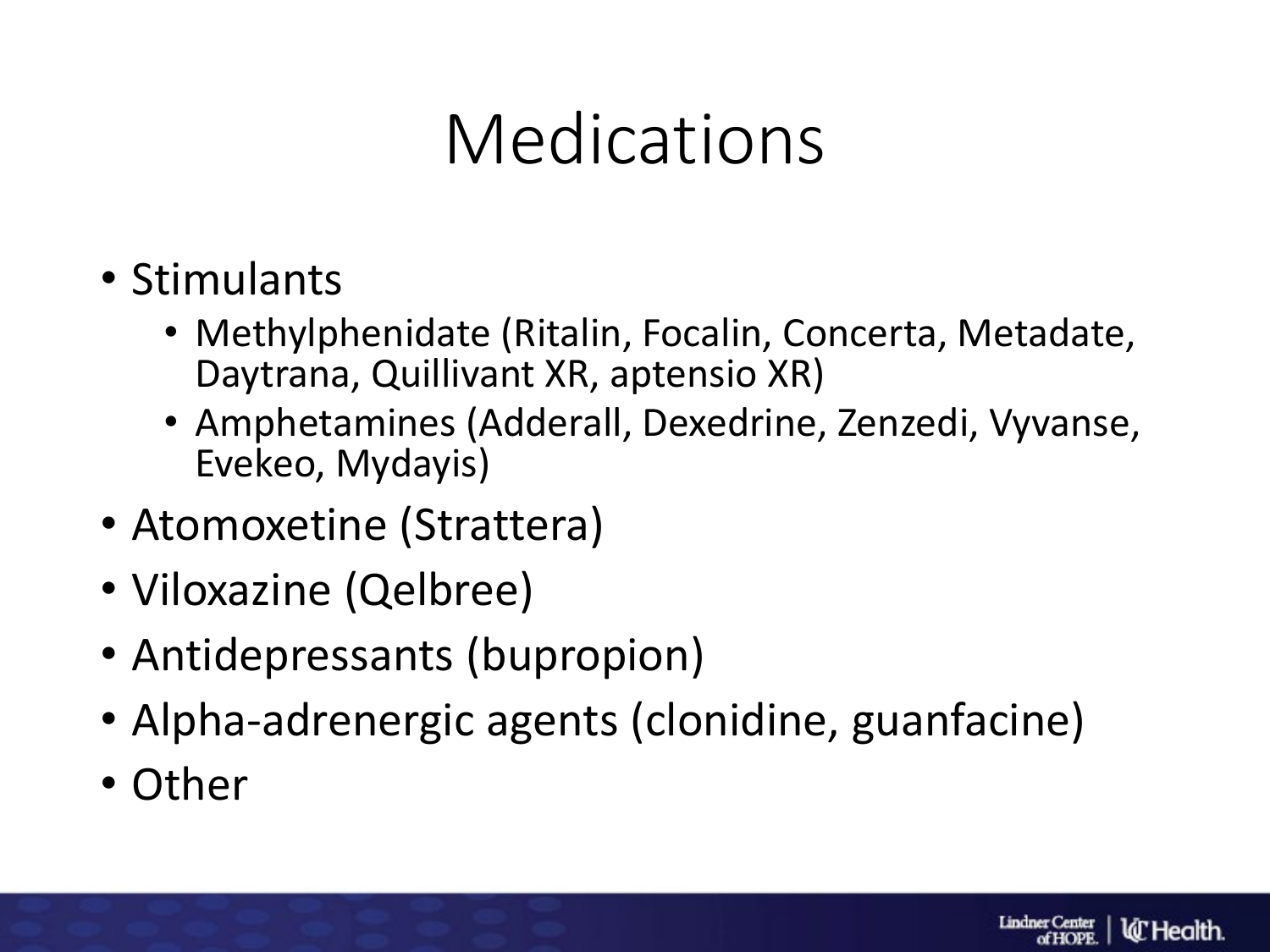# Medications

- Stimulants
  - Methylphenidate (Ritalin, Focalin, Concerta, Metadate, Daytrana, Quillivant XR, aptensio XR)
  - Amphetamines (Adderall, Dexedrine, Zenzedi, Vyvanse, Evekeo, Mydayis)
- Atomoxetine (Strattera)
- Viloxazine (Qelbree)
- Antidepressants (bupropion)
- Alpha-adrenergic agents (clonidine, guanfacine)
- Other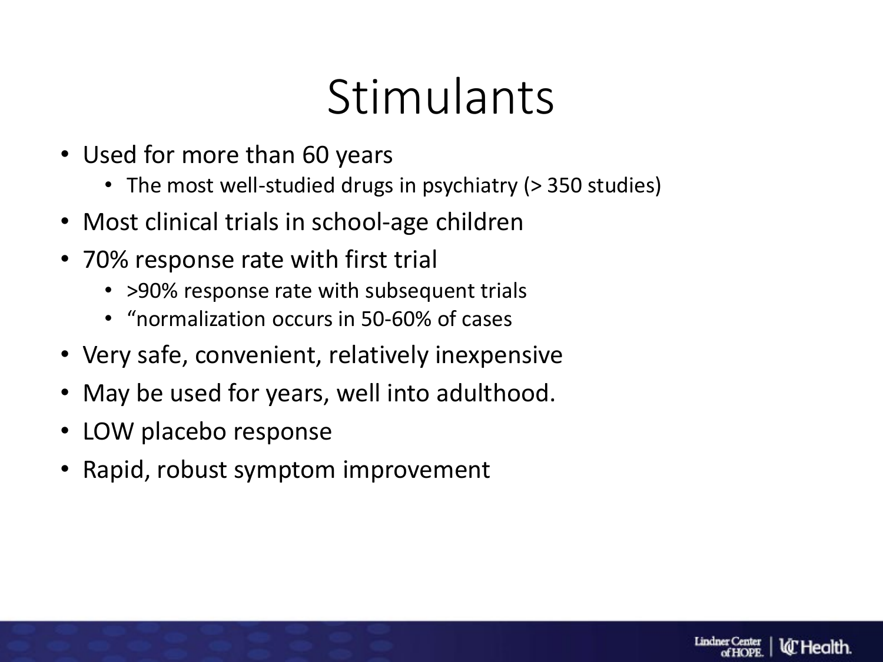# Stimulants

- Used for more than 60 years
  - The most well-studied drugs in psychiatry (> 350 studies)
- Most clinical trials in school-age children
- 70% response rate with first trial
  - >90% response rate with subsequent trials
  - "normalization occurs in 50-60% of cases
- Very safe, convenient, relatively inexpensive
- May be used for years, well into adulthood.
- LOW placebo response
- Rapid, robust symptom improvement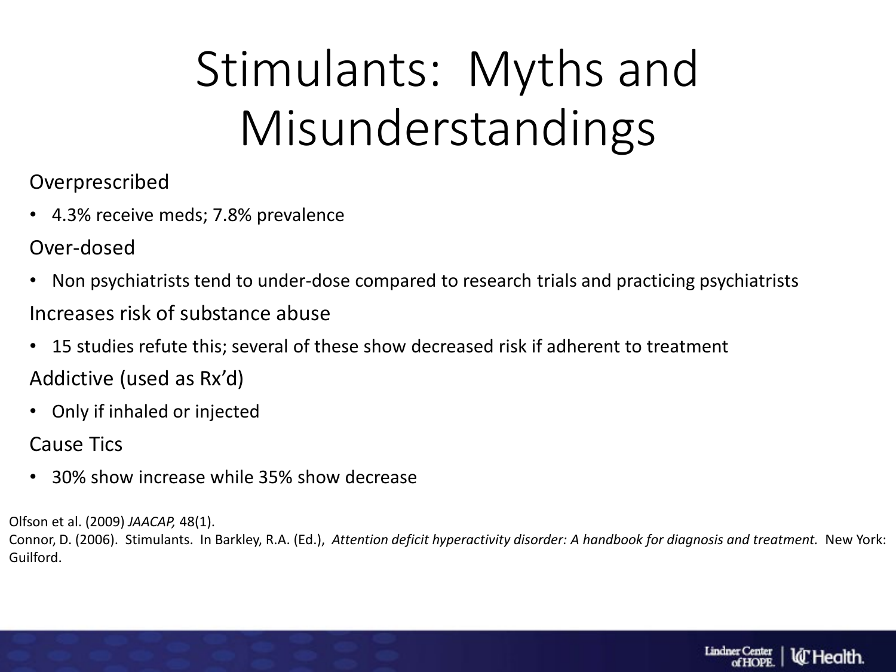# Stimulants: Myths and Misunderstandings

Overprescribed

- 4.3% receive meds; 7.8% prevalence

Over-dosed

- Non psychiatrists tend to under-dose compared to research trials and practicing psychiatrists

Increases risk of substance abuse

- 15 studies refute this; several of these show decreased risk if adherent to treatment

Addictive (used as Rx'd)

- Only if inhaled or injected

Cause Tics

- 30% show increase while 35% show decrease

Olfson et al. (2009) *JAACAP,* 48(1).

Connor, D. (2006). Stimulants. In Barkley, R.A. (Ed.), *Attention deficit hyperactivity disorder: A handbook for diagnosis and treatment.* New York: Guilford.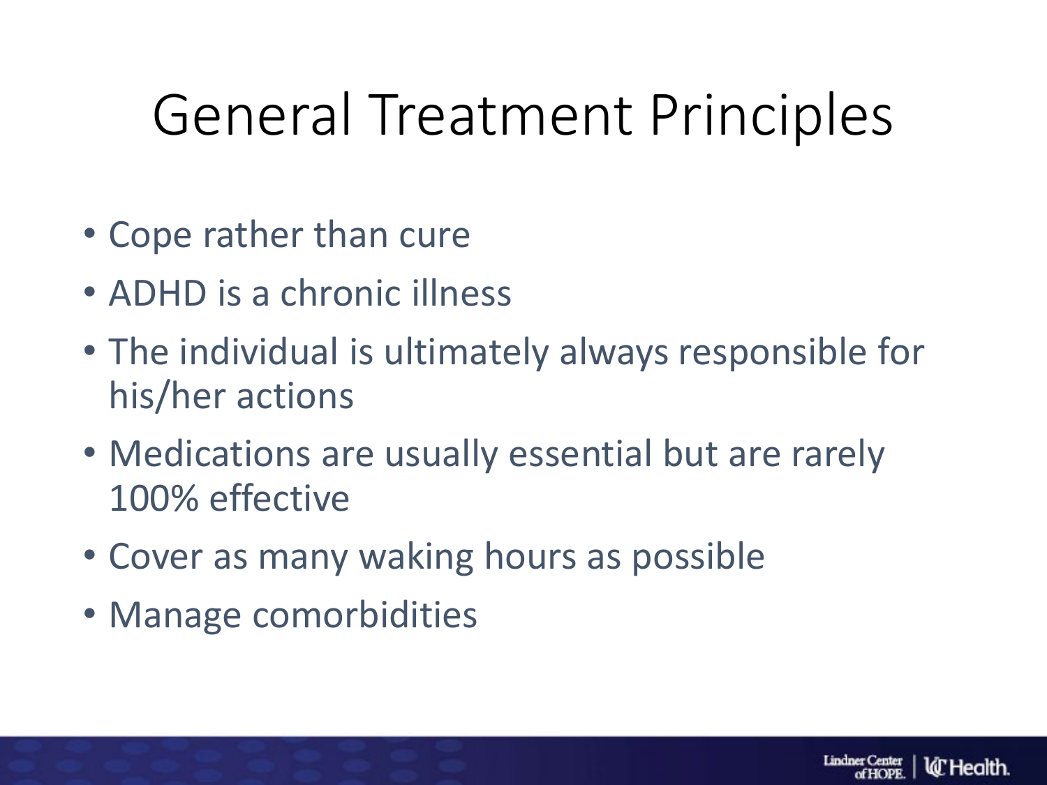# General Treatment Principles

- Cope rather than cure
- ADHD is a chronic illness
- The individual is ultimately always responsible for his/her actions
- Medications are usually essential but are rarely 100% effective
- Cover as many waking hours as possible
- Manage comorbidities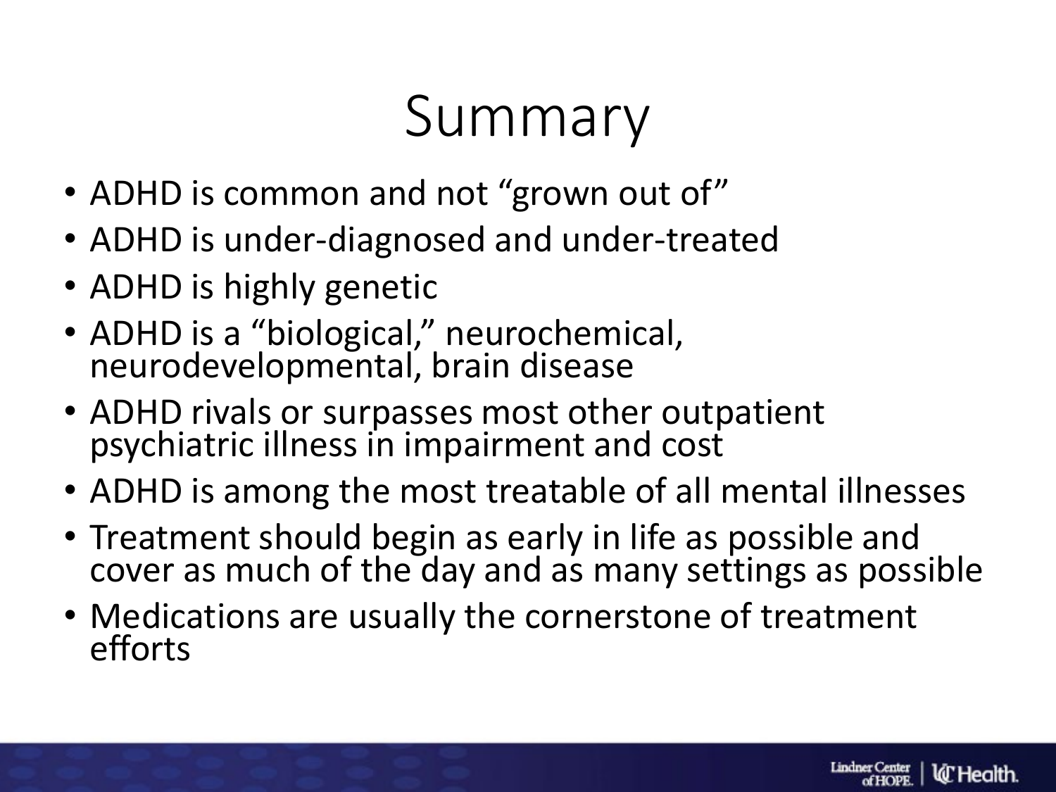# Summary

- ADHD is common and not “grown out of”
- ADHD is under-diagnosed and under-treated
- ADHD is highly genetic
- ADHD is a “biological,” neurochemical, neurodevelopmental, brain disease
- ADHD rivals or surpasses most other outpatient psychiatric illness in impairment and cost
- ADHD is among the most treatable of all mental illnesses
- Treatment should begin as early in life as possible and cover as much of the day and as many settings as possible
- Medications are usually the cornerstone of treatment efforts